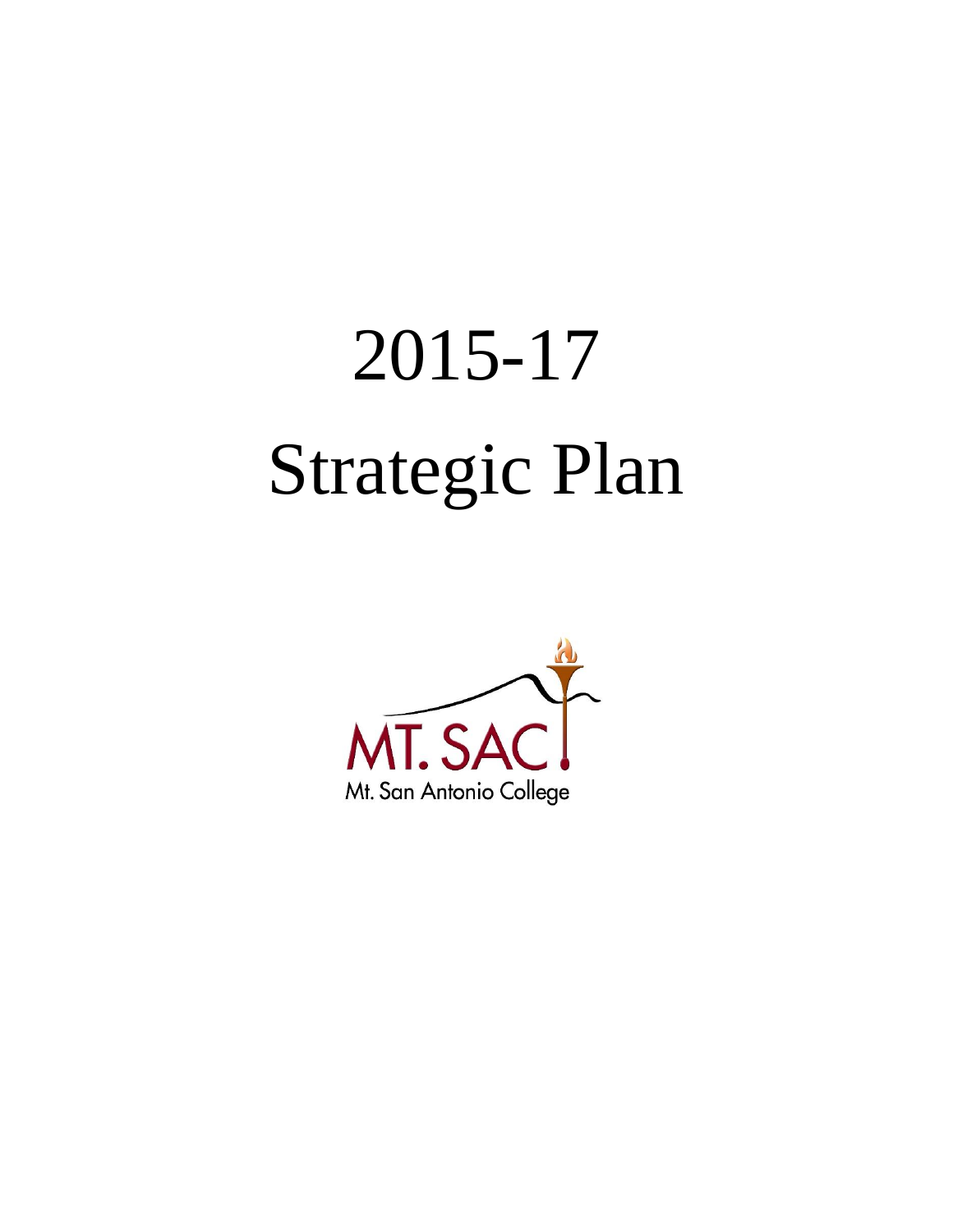# 2015-17

# Strategic Plan

MT. SAC

Mt. San Antonio College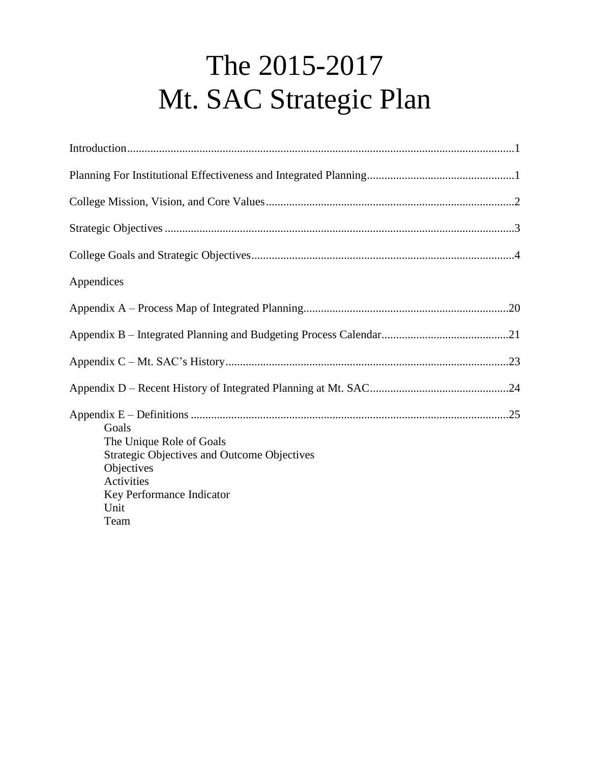# The 2015-2017
# Mt. SAC Strategic Plan

Introduction....................................................................................................................................1

Planning For Institutional Effectiveness and Integrated Planning...................................................1

College Mission, Vision, and Core Values......................................................................................2

Strategic Objectives .........................................................................................................................3

College Goals and Strategic Objectives...........................................................................................4

Appendices

Appendix A – Process Map of Integrated Planning.......................................................................20

Appendix B – Integrated Planning and Budgeting Process Calendar............................................21

Appendix C – Mt. SAC's History..................................................................................................23

Appendix D – Recent History of Integrated Planning at Mt. SAC................................................24

Appendix E – Definitions ..............................................................................................................25

- Goals
- The Unique Role of Goals
- Strategic Objectives and Outcome Objectives
- Objectives
- Activities
- Key Performance Indicator
- Unit
- Team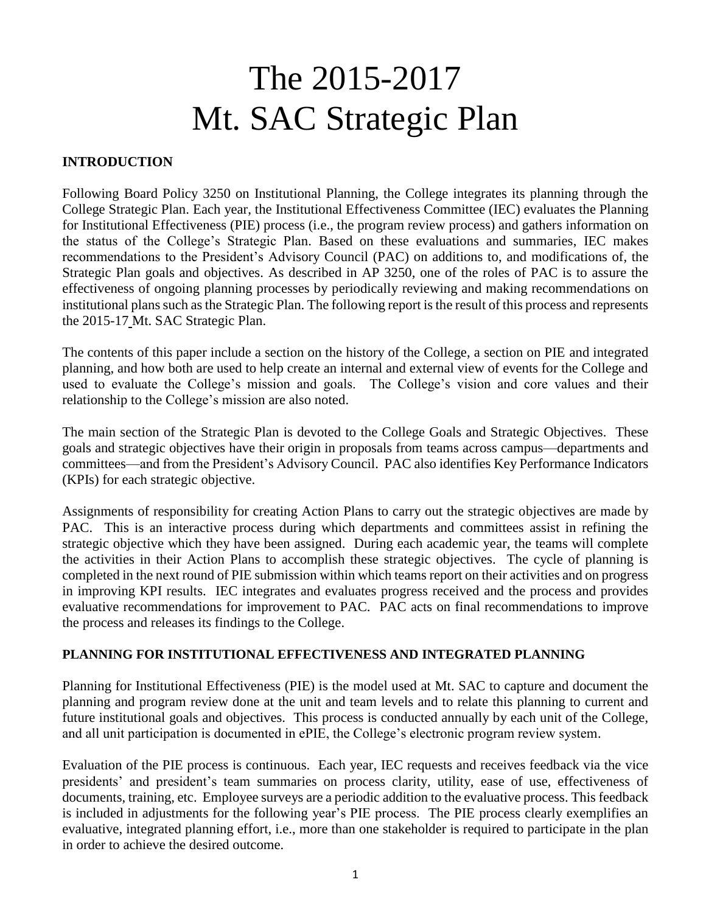# The 2015-2017 Mt. SAC Strategic Plan

## INTRODUCTION

Following Board Policy 3250 on Institutional Planning, the College integrates its planning through the College Strategic Plan. Each year, the Institutional Effectiveness Committee (IEC) evaluates the Planning for Institutional Effectiveness (PIE) process (i.e., the program review process) and gathers information on the status of the College's Strategic Plan. Based on these evaluations and summaries, IEC makes recommendations to the President's Advisory Council (PAC) on additions to, and modifications of, the Strategic Plan goals and objectives. As described in AP 3250, one of the roles of PAC is to assure the effectiveness of ongoing planning processes by periodically reviewing and making recommendations on institutional plans such as the Strategic Plan. The following report is the result of this process and represents the 2015-17 Mt. SAC Strategic Plan.

The contents of this paper include a section on the history of the College, a section on PIE and integrated planning, and how both are used to help create an internal and external view of events for the College and used to evaluate the College's mission and goals. The College's vision and core values and their relationship to the College's mission are also noted.

The main section of the Strategic Plan is devoted to the College Goals and Strategic Objectives. These goals and strategic objectives have their origin in proposals from teams across campus—departments and committees—and from the President's Advisory Council. PAC also identifies Key Performance Indicators (KPIs) for each strategic objective.

Assignments of responsibility for creating Action Plans to carry out the strategic objectives are made by PAC. This is an interactive process during which departments and committees assist in refining the strategic objective which they have been assigned. During each academic year, the teams will complete the activities in their Action Plans to accomplish these strategic objectives. The cycle of planning is completed in the next round of PIE submission within which teams report on their activities and on progress in improving KPI results. IEC integrates and evaluates progress received and the process and provides evaluative recommendations for improvement to PAC. PAC acts on final recommendations to improve the process and releases its findings to the College.

## PLANNING FOR INSTITUTIONAL EFFECTIVENESS AND INTEGRATED PLANNING

Planning for Institutional Effectiveness (PIE) is the model used at Mt. SAC to capture and document the planning and program review done at the unit and team levels and to relate this planning to current and future institutional goals and objectives. This process is conducted annually by each unit of the College, and all unit participation is documented in ePIE, the College's electronic program review system.

Evaluation of the PIE process is continuous. Each year, IEC requests and receives feedback via the vice presidents' and president's team summaries on process clarity, utility, ease of use, effectiveness of documents, training, etc. Employee surveys are a periodic addition to the evaluative process. This feedback is included in adjustments for the following year's PIE process. The PIE process clearly exemplifies an evaluative, integrated planning effort, i.e., more than one stakeholder is required to participate in the plan in order to achieve the desired outcome.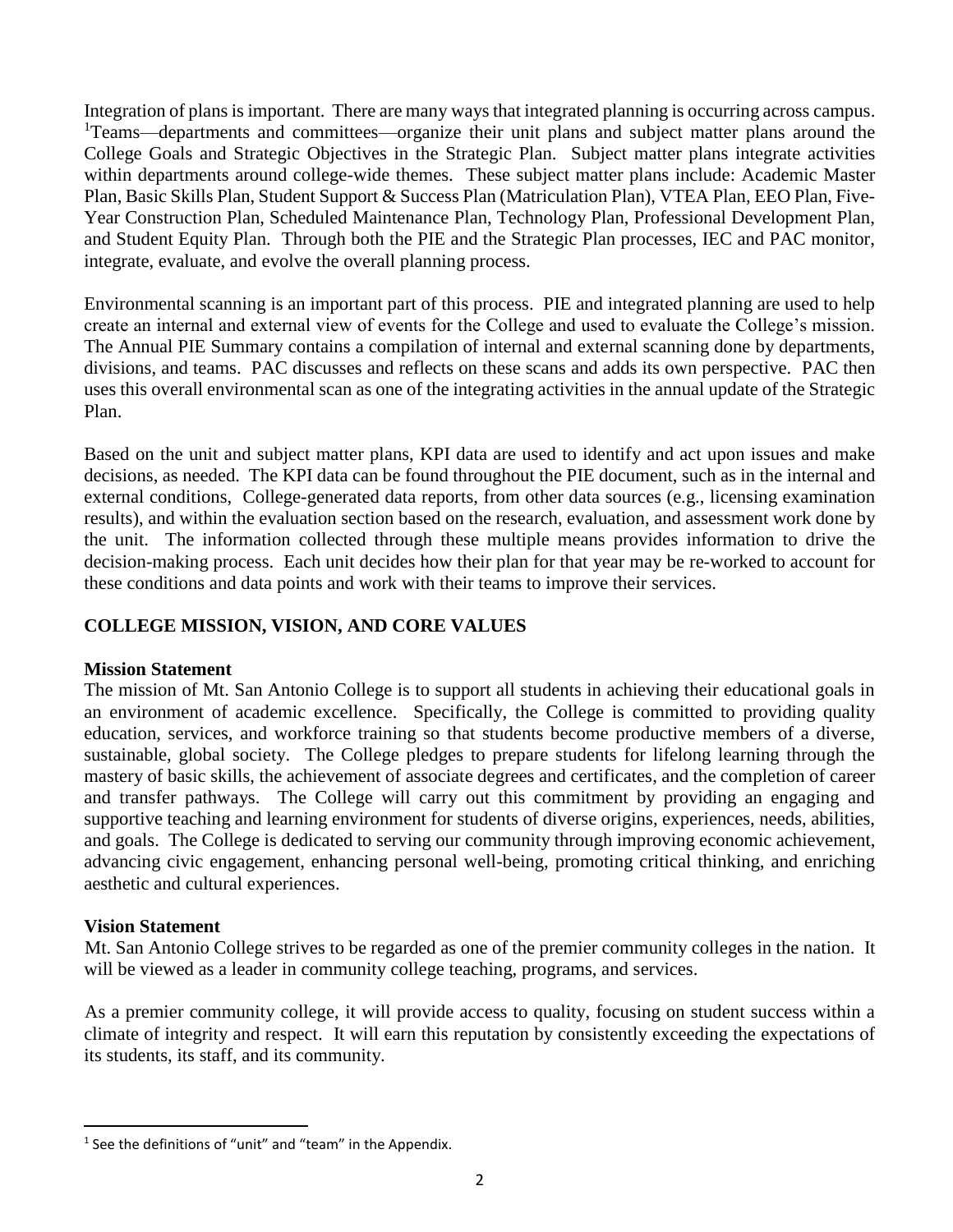Integration of plans is important. There are many ways that integrated planning is occurring across campus. [1]Teams—departments and committees—organize their unit plans and subject matter plans around the College Goals and Strategic Objectives in the Strategic Plan. Subject matter plans integrate activities within departments around college-wide themes. These subject matter plans include: Academic Master Plan, Basic Skills Plan, Student Support & Success Plan (Matriculation Plan), VTEA Plan, EEO Plan, Five-Year Construction Plan, Scheduled Maintenance Plan, Technology Plan, Professional Development Plan, and Student Equity Plan. Through both the PIE and the Strategic Plan processes, IEC and PAC monitor, integrate, evaluate, and evolve the overall planning process.

Environmental scanning is an important part of this process. PIE and integrated planning are used to help create an internal and external view of events for the College and used to evaluate the College's mission. The Annual PIE Summary contains a compilation of internal and external scanning done by departments, divisions, and teams. PAC discusses and reflects on these scans and adds its own perspective. PAC then uses this overall environmental scan as one of the integrating activities in the annual update of the Strategic Plan.

Based on the unit and subject matter plans, KPI data are used to identify and act upon issues and make decisions, as needed. The KPI data can be found throughout the PIE document, such as in the internal and external conditions, College-generated data reports, from other data sources (e.g., licensing examination results), and within the evaluation section based on the research, evaluation, and assessment work done by the unit. The information collected through these multiple means provides information to drive the decision-making process. Each unit decides how their plan for that year may be re-worked to account for these conditions and data points and work with their teams to improve their services.

## COLLEGE MISSION, VISION, AND CORE VALUES

### Mission Statement

The mission of Mt. San Antonio College is to support all students in achieving their educational goals in an environment of academic excellence. Specifically, the College is committed to providing quality education, services, and workforce training so that students become productive members of a diverse, sustainable, global society. The College pledges to prepare students for lifelong learning through the mastery of basic skills, the achievement of associate degrees and certificates, and the completion of career and transfer pathways. The College will carry out this commitment by providing an engaging and supportive teaching and learning environment for students of diverse origins, experiences, needs, abilities, and goals. The College is dedicated to serving our community through improving economic achievement, advancing civic engagement, enhancing personal well-being, promoting critical thinking, and enriching aesthetic and cultural experiences.

### Vision Statement

Mt. San Antonio College strives to be regarded as one of the premier community colleges in the nation. It will be viewed as a leader in community college teaching, programs, and services.

As a premier community college, it will provide access to quality, focusing on student success within a climate of integrity and respect. It will earn this reputation by consistently exceeding the expectations of its students, its staff, and its community.

---

[1] See the definitions of "unit" and "team" in the Appendix.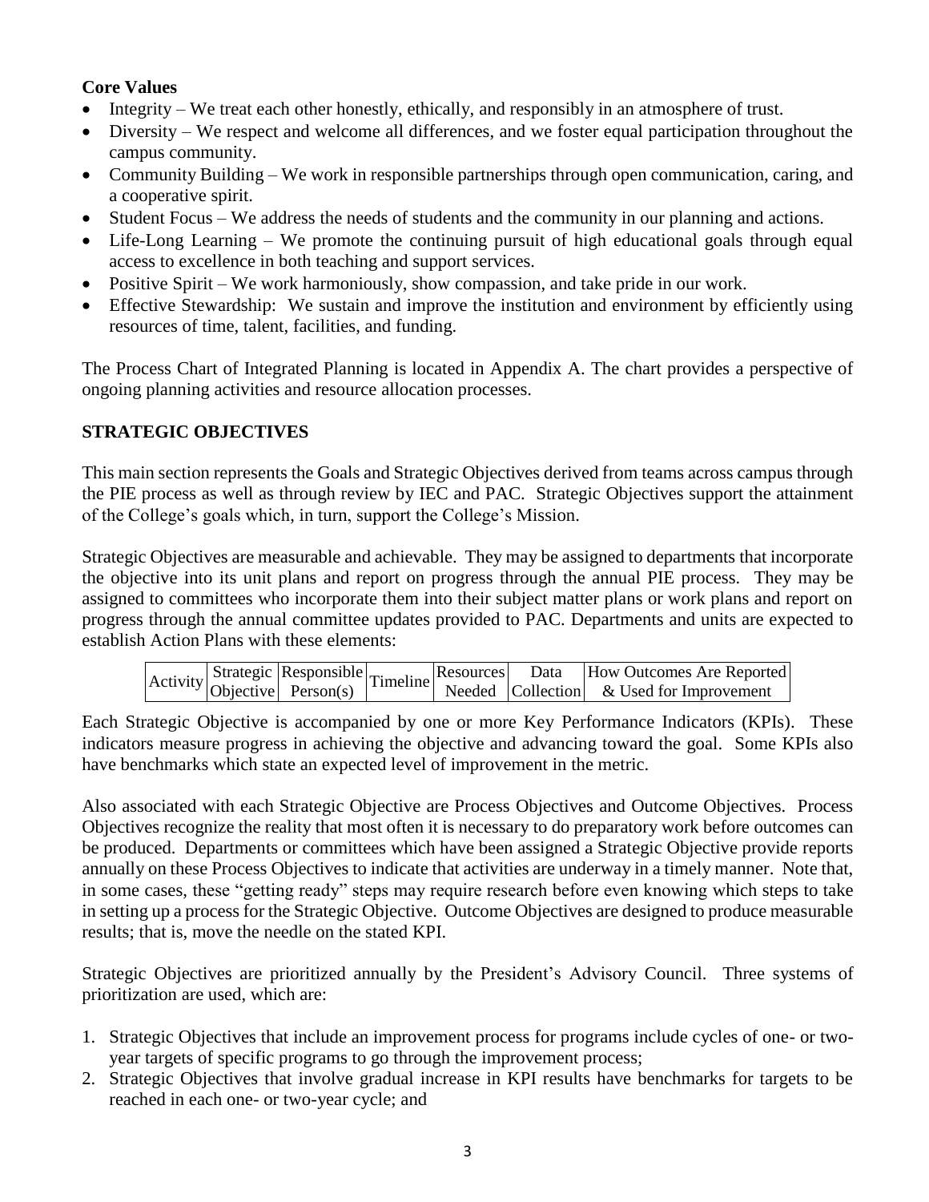**Core Values**

- Integrity – We treat each other honestly, ethically, and responsibly in an atmosphere of trust.
- Diversity – We respect and welcome all differences, and we foster equal participation throughout the campus community.
- Community Building – We work in responsible partnerships through open communication, caring, and a cooperative spirit.
- Student Focus – We address the needs of students and the community in our planning and actions.
- Life-Long Learning – We promote the continuing pursuit of high educational goals through equal access to excellence in both teaching and support services.
- Positive Spirit – We work harmoniously, show compassion, and take pride in our work.
- Effective Stewardship: We sustain and improve the institution and environment by efficiently using resources of time, talent, facilities, and funding.

The Process Chart of Integrated Planning is located in Appendix A. The chart provides a perspective of ongoing planning activities and resource allocation processes.

## STRATEGIC OBJECTIVES

This main section represents the Goals and Strategic Objectives derived from teams across campus through the PIE process as well as through review by IEC and PAC. Strategic Objectives support the attainment of the College's goals which, in turn, support the College's Mission.

Strategic Objectives are measurable and achievable. They may be assigned to departments that incorporate the objective into its unit plans and report on progress through the annual PIE process. They may be assigned to committees who incorporate them into their subject matter plans or work plans and report on progress through the annual committee updates provided to PAC. Departments and units are expected to establish Action Plans with these elements:

| Activity | Strategic Objective | Responsible Person(s) | Timeline | Resources Needed | Data Collection | How Outcomes Are Reported & Used for Improvement |
|---|---|---|---|---|---|---|

Each Strategic Objective is accompanied by one or more Key Performance Indicators (KPIs). These indicators measure progress in achieving the objective and advancing toward the goal. Some KPIs also have benchmarks which state an expected level of improvement in the metric.

Also associated with each Strategic Objective are Process Objectives and Outcome Objectives. Process Objectives recognize the reality that most often it is necessary to do preparatory work before outcomes can be produced. Departments or committees which have been assigned a Strategic Objective provide reports annually on these Process Objectives to indicate that activities are underway in a timely manner. Note that, in some cases, these "getting ready" steps may require research before even knowing which steps to take in setting up a process for the Strategic Objective. Outcome Objectives are designed to produce measurable results; that is, move the needle on the stated KPI.

Strategic Objectives are prioritized annually by the President's Advisory Council. Three systems of prioritization are used, which are:

1. Strategic Objectives that include an improvement process for programs include cycles of one- or two-year targets of specific programs to go through the improvement process;
2. Strategic Objectives that involve gradual increase in KPI results have benchmarks for targets to be reached in each one- or two-year cycle; and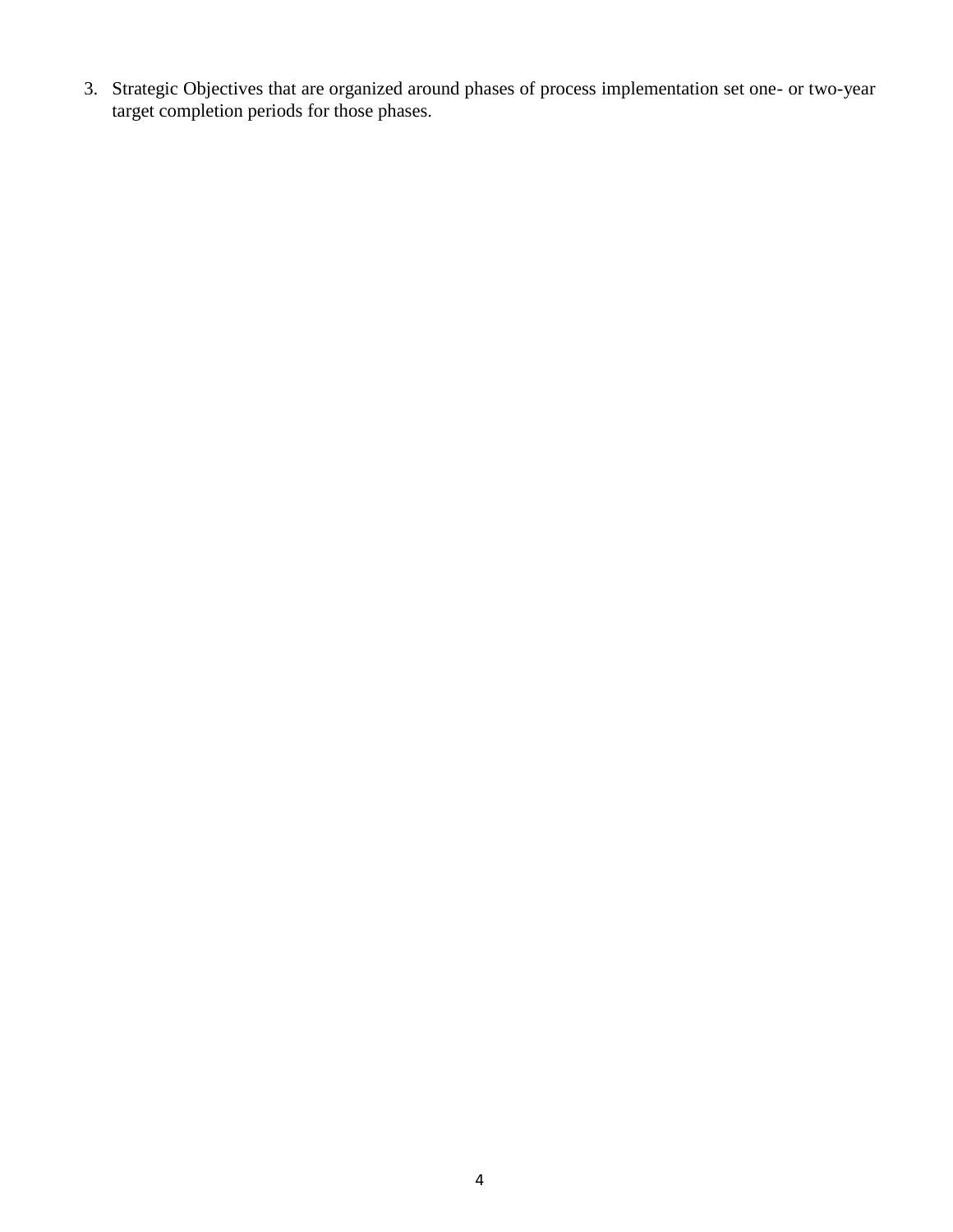3. Strategic Objectives that are organized around phases of process implementation set one- or two-year target completion periods for those phases.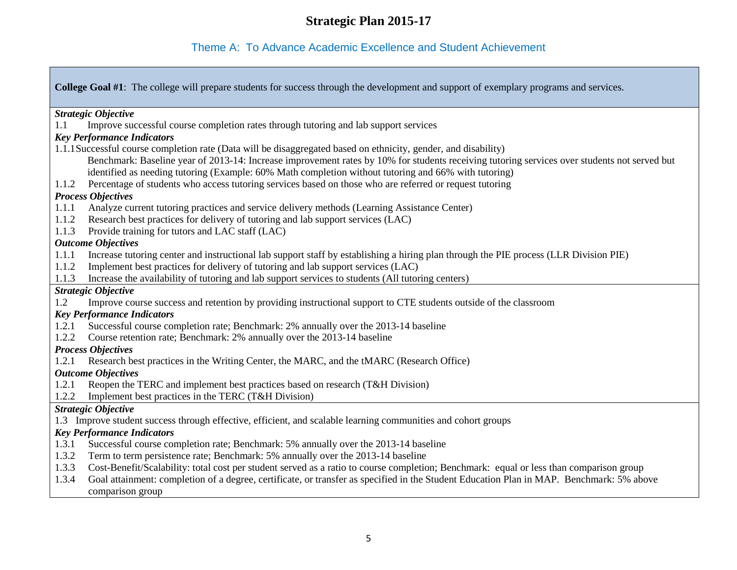# Strategic Plan 2015-17

## Theme A: To Advance Academic Excellence and Student Achievement

**College Goal #1**: The college will prepare students for success through the development and support of exemplary programs and services.

***Strategic Objective***

1.1 Improve successful course completion rates through tutoring and lab support services

***Key Performance Indicators***

1.1.1 Successful course completion rate (Data will be disaggregated based on ethnicity, gender, and disability)
Benchmark: Baseline year of 2013-14: Increase improvement rates by 10% for students receiving tutoring services over students not served but identified as needing tutoring (Example: 60% Math completion without tutoring and 66% with tutoring)

1.1.2 Percentage of students who access tutoring services based on those who are referred or request tutoring

***Process Objectives***

1.1.1 Analyze current tutoring practices and service delivery methods (Learning Assistance Center)

1.1.2 Research best practices for delivery of tutoring and lab support services (LAC)

1.1.3 Provide training for tutors and LAC staff (LAC)

***Outcome Objectives***

1.1.1 Increase tutoring center and instructional lab support staff by establishing a hiring plan through the PIE process (LLR Division PIE)

1.1.2 Implement best practices for delivery of tutoring and lab support services (LAC)

1.1.3 Increase the availability of tutoring and lab support services to students (All tutoring centers)

***Strategic Objective***

1.2 Improve course success and retention by providing instructional support to CTE students outside of the classroom

***Key Performance Indicators***

1.2.1 Successful course completion rate; Benchmark: 2% annually over the 2013-14 baseline

1.2.2 Course retention rate; Benchmark: 2% annually over the 2013-14 baseline

***Process Objectives***

1.2.1 Research best practices in the Writing Center, the MARC, and the tMARC (Research Office)

***Outcome Objectives***

1.2.1 Reopen the TERC and implement best practices based on research (T&H Division)

1.2.2 Implement best practices in the TERC (T&H Division)

***Strategic Objective***

1.3 Improve student success through effective, efficient, and scalable learning communities and cohort groups

***Key Performance Indicators***

1.3.1 Successful course completion rate; Benchmark: 5% annually over the 2013-14 baseline

1.3.2 Term to term persistence rate; Benchmark: 5% annually over the 2013-14 baseline

1.3.3 Cost-Benefit/Scalability: total cost per student served as a ratio to course completion; Benchmark: equal or less than comparison group

1.3.4 Goal attainment: completion of a degree, certificate, or transfer as specified in the Student Education Plan in MAP. Benchmark: 5% above comparison group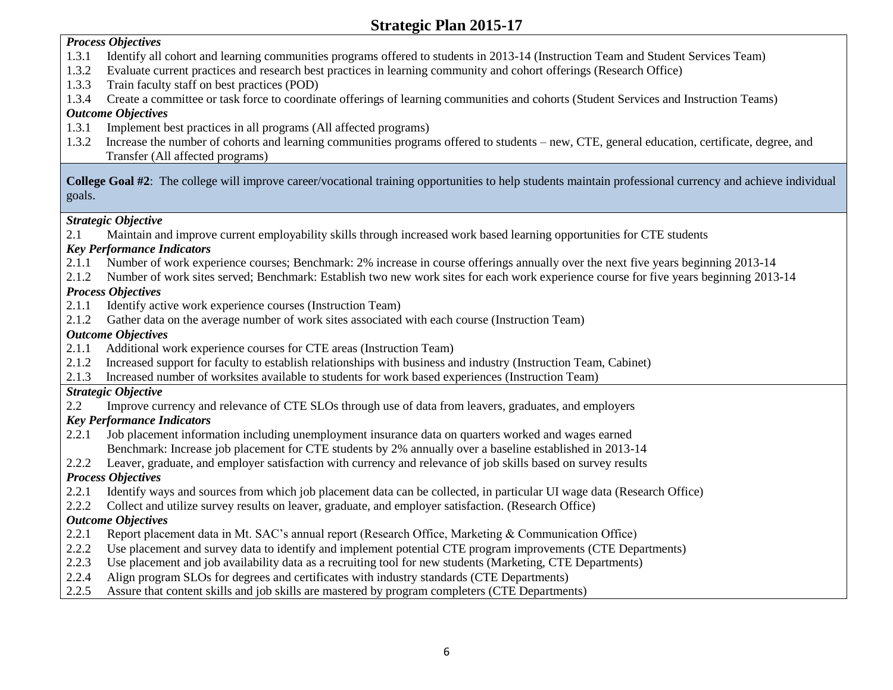*Process Objectives*

- 1.3.1 Identify all cohort and learning communities programs offered to students in 2013-14 (Instruction Team and Student Services Team)
- 1.3.2 Evaluate current practices and research best practices in learning community and cohort offerings (Research Office)
- 1.3.3 Train faculty staff on best practices (POD)
- 1.3.4 Create a committee or task force to coordinate offerings of learning communities and cohorts (Student Services and Instruction Teams)

*Outcome Objectives*

- 1.3.1 Implement best practices in all programs (All affected programs)
- 1.3.2 Increase the number of cohorts and learning communities programs offered to students – new, CTE, general education, certificate, degree, and Transfer (All affected programs)

**College Goal #2**: The college will improve career/vocational training opportunities to help students maintain professional currency and achieve individual goals.

*Strategic Objective*

- 2.1 Maintain and improve current employability skills through increased work based learning opportunities for CTE students

*Key Performance Indicators*

- 2.1.1 Number of work experience courses; Benchmark: 2% increase in course offerings annually over the next five years beginning 2013-14
- 2.1.2 Number of work sites served; Benchmark: Establish two new work sites for each work experience course for five years beginning 2013-14

*Process Objectives*

- 2.1.1 Identify active work experience courses (Instruction Team)
- 2.1.2 Gather data on the average number of work sites associated with each course (Instruction Team)

*Outcome Objectives*

- 2.1.1 Additional work experience courses for CTE areas (Instruction Team)
- 2.1.2 Increased support for faculty to establish relationships with business and industry (Instruction Team, Cabinet)
- 2.1.3 Increased number of worksites available to students for work based experiences (Instruction Team)

*Strategic Objective*

- 2.2 Improve currency and relevance of CTE SLOs through use of data from leavers, graduates, and employers

*Key Performance Indicators*

- 2.2.1 Job placement information including unemployment insurance data on quarters worked and wages earned
  Benchmark: Increase job placement for CTE students by 2% annually over a baseline established in 2013-14
- 2.2.2 Leaver, graduate, and employer satisfaction with currency and relevance of job skills based on survey results

*Process Objectives*

- 2.2.1 Identify ways and sources from which job placement data can be collected, in particular UI wage data (Research Office)
- 2.2.2 Collect and utilize survey results on leaver, graduate, and employer satisfaction. (Research Office)

*Outcome Objectives*

- 2.2.1 Report placement data in Mt. SAC's annual report (Research Office, Marketing & Communication Office)
- 2.2.2 Use placement and survey data to identify and implement potential CTE program improvements (CTE Departments)
- 2.2.3 Use placement and job availability data as a recruiting tool for new students (Marketing, CTE Departments)
- 2.2.4 Align program SLOs for degrees and certificates with industry standards (CTE Departments)
- 2.2.5 Assure that content skills and job skills are mastered by program completers (CTE Departments)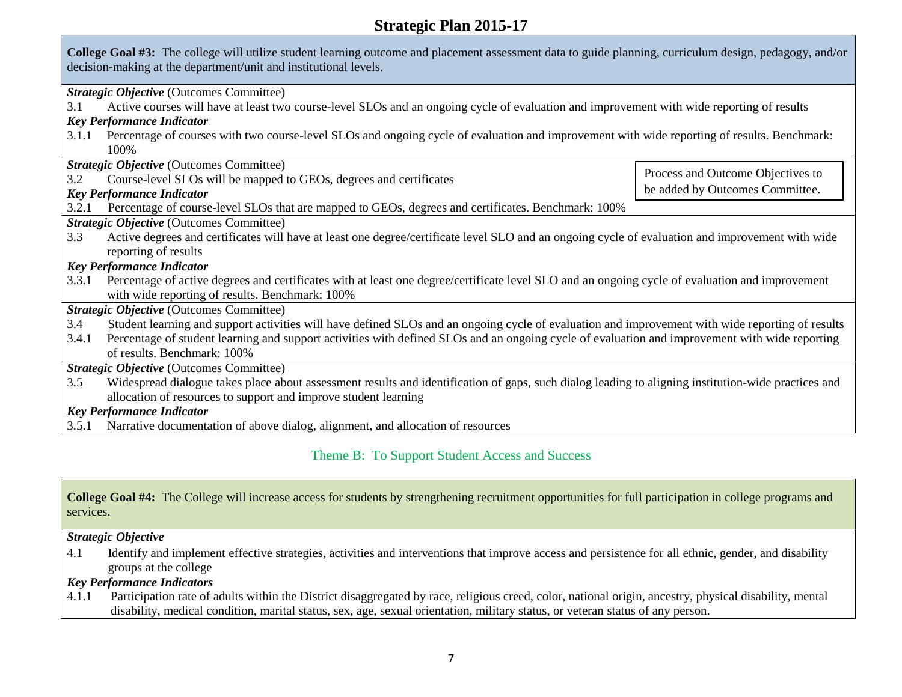# Strategic Plan 2015-17

**College Goal #3:** The college will utilize student learning outcome and placement assessment data to guide planning, curriculum design, pedagogy, and/or decision-making at the department/unit and institutional levels.

***Strategic Objective*** (Outcomes Committee)

3.1 Active courses will have at least two course-level SLOs and an ongoing cycle of evaluation and improvement with wide reporting of results

***Key Performance Indicator***

3.1.1 Percentage of courses with two course-level SLOs and ongoing cycle of evaluation and improvement with wide reporting of results. Benchmark: 100%

***Strategic Objective*** (Outcomes Committee)

3.2 Course-level SLOs will be mapped to GEOs, degrees and certificates

***Key Performance Indicator***

3.2.1 Percentage of course-level SLOs that are mapped to GEOs, degrees and certificates. Benchmark: 100%

Process and Outcome Objectives to be added by Outcomes Committee.

***Strategic Objective*** (Outcomes Committee)

3.3 Active degrees and certificates will have at least one degree/certificate level SLO and an ongoing cycle of evaluation and improvement with wide reporting of results

***Key Performance Indicator***

3.3.1 Percentage of active degrees and certificates with at least one degree/certificate level SLO and an ongoing cycle of evaluation and improvement with wide reporting of results. Benchmark: 100%

***Strategic Objective*** (Outcomes Committee)

3.4 Student learning and support activities will have defined SLOs and an ongoing cycle of evaluation and improvement with wide reporting of results

3.4.1 Percentage of student learning and support activities with defined SLOs and an ongoing cycle of evaluation and improvement with wide reporting of results. Benchmark: 100%

***Strategic Objective*** (Outcomes Committee)

3.5 Widespread dialogue takes place about assessment results and identification of gaps, such dialog leading to aligning institution-wide practices and allocation of resources to support and improve student learning

***Key Performance Indicator***

3.5.1 Narrative documentation of above dialog, alignment, and allocation of resources

## Theme B: To Support Student Access and Success

**College Goal #4:** The College will increase access for students by strengthening recruitment opportunities for full participation in college programs and services.

***Strategic Objective***

4.1 Identify and implement effective strategies, activities and interventions that improve access and persistence for all ethnic, gender, and disability groups at the college

***Key Performance Indicators***

4.1.1 Participation rate of adults within the District disaggregated by race, religious creed, color, national origin, ancestry, physical disability, mental disability, medical condition, marital status, sex, age, sexual orientation, military status, or veteran status of any person.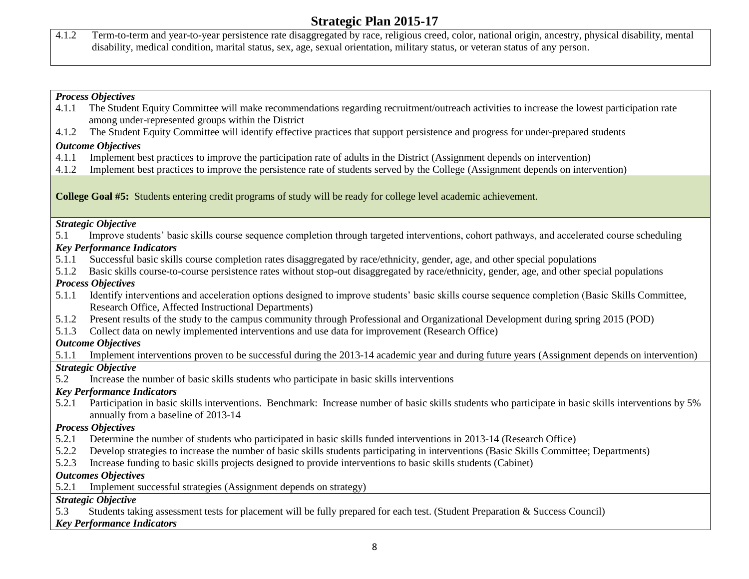4.1.2 Term-to-term and year-to-year persistence rate disaggregated by race, religious creed, color, national origin, ancestry, physical disability, mental disability, medical condition, marital status, sex, age, sexual orientation, military status, or veteran status of any person.

***Process Objectives***

4.1.1 The Student Equity Committee will make recommendations regarding recruitment/outreach activities to increase the lowest participation rate among under-represented groups within the District

4.1.2 The Student Equity Committee will identify effective practices that support persistence and progress for under-prepared students

***Outcome Objectives***

4.1.1 Implement best practices to improve the participation rate of adults in the District (Assignment depends on intervention)

4.1.2 Implement best practices to improve the persistence rate of students served by the College (Assignment depends on intervention)

**College Goal #5:** Students entering credit programs of study will be ready for college level academic achievement.

***Strategic Objective***

5.1 Improve students' basic skills course sequence completion through targeted interventions, cohort pathways, and accelerated course scheduling

***Key Performance Indicators***

5.1.1 Successful basic skills course completion rates disaggregated by race/ethnicity, gender, age, and other special populations

5.1.2 Basic skills course-to-course persistence rates without stop-out disaggregated by race/ethnicity, gender, age, and other special populations

***Process Objectives***

5.1.1 Identify interventions and acceleration options designed to improve students' basic skills course sequence completion (Basic Skills Committee, Research Office, Affected Instructional Departments)

5.1.2 Present results of the study to the campus community through Professional and Organizational Development during spring 2015 (POD)

5.1.3 Collect data on newly implemented interventions and use data for improvement (Research Office)

***Outcome Objectives***

5.1.1 Implement interventions proven to be successful during the 2013-14 academic year and during future years (Assignment depends on intervention)

***Strategic Objective***

5.2 Increase the number of basic skills students who participate in basic skills interventions

***Key Performance Indicators***

5.2.1 Participation in basic skills interventions. Benchmark: Increase number of basic skills students who participate in basic skills interventions by 5% annually from a baseline of 2013-14

***Process Objectives***

5.2.1 Determine the number of students who participated in basic skills funded interventions in 2013-14 (Research Office)

5.2.2 Develop strategies to increase the number of basic skills students participating in interventions (Basic Skills Committee; Departments)

5.2.3 Increase funding to basic skills projects designed to provide interventions to basic skills students (Cabinet)

***Outcomes Objectives***

5.2.1 Implement successful strategies (Assignment depends on strategy)

***Strategic Objective***

5.3 Students taking assessment tests for placement will be fully prepared for each test. (Student Preparation & Success Council)

***Key Performance Indicators***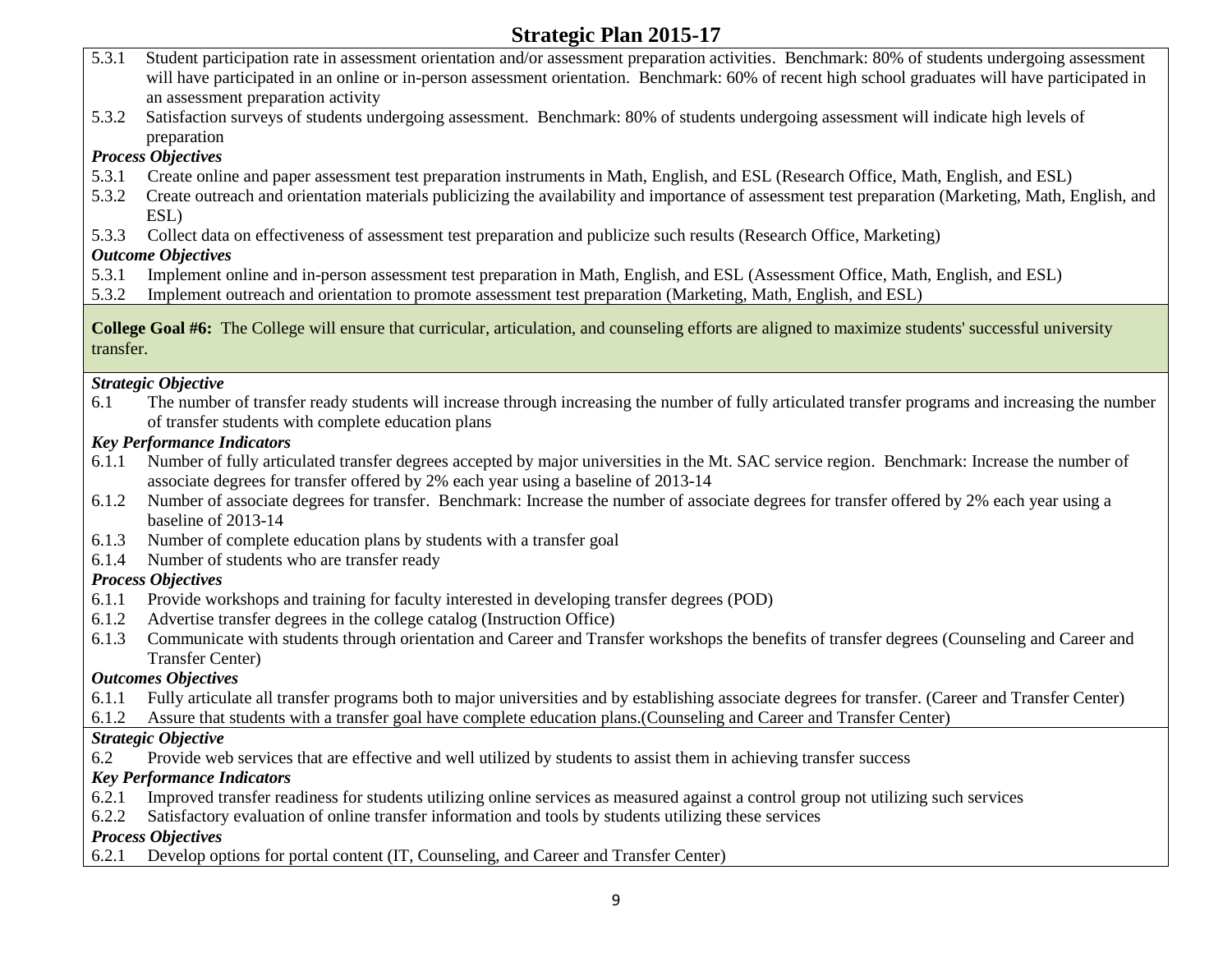5.3.1 Student participation rate in assessment orientation and/or assessment preparation activities. Benchmark: 80% of students undergoing assessment will have participated in an online or in-person assessment orientation. Benchmark: 60% of recent high school graduates will have participated in an assessment preparation activity

5.3.2 Satisfaction surveys of students undergoing assessment. Benchmark: 80% of students undergoing assessment will indicate high levels of preparation

***Process Objectives***

5.3.1 Create online and paper assessment test preparation instruments in Math, English, and ESL (Research Office, Math, English, and ESL)

5.3.2 Create outreach and orientation materials publicizing the availability and importance of assessment test preparation (Marketing, Math, English, and ESL)

5.3.3 Collect data on effectiveness of assessment test preparation and publicize such results (Research Office, Marketing)

***Outcome Objectives***

5.3.1 Implement online and in-person assessment test preparation in Math, English, and ESL (Assessment Office, Math, English, and ESL)

5.3.2 Implement outreach and orientation to promote assessment test preparation (Marketing, Math, English, and ESL)

**College Goal #6:** The College will ensure that curricular, articulation, and counseling efforts are aligned to maximize students' successful university transfer.

***Strategic Objective***

6.1 The number of transfer ready students will increase through increasing the number of fully articulated transfer programs and increasing the number of transfer students with complete education plans

***Key Performance Indicators***

6.1.1 Number of fully articulated transfer degrees accepted by major universities in the Mt. SAC service region. Benchmark: Increase the number of associate degrees for transfer offered by 2% each year using a baseline of 2013-14

6.1.2 Number of associate degrees for transfer. Benchmark: Increase the number of associate degrees for transfer offered by 2% each year using a baseline of 2013-14

6.1.3 Number of complete education plans by students with a transfer goal

6.1.4 Number of students who are transfer ready

***Process Objectives***

6.1.1 Provide workshops and training for faculty interested in developing transfer degrees (POD)

6.1.2 Advertise transfer degrees in the college catalog (Instruction Office)

6.1.3 Communicate with students through orientation and Career and Transfer workshops the benefits of transfer degrees (Counseling and Career and Transfer Center)

***Outcomes Objectives***

6.1.1 Fully articulate all transfer programs both to major universities and by establishing associate degrees for transfer. (Career and Transfer Center)

6.1.2 Assure that students with a transfer goal have complete education plans.(Counseling and Career and Transfer Center)

***Strategic Objective***

6.2 Provide web services that are effective and well utilized by students to assist them in achieving transfer success

***Key Performance Indicators***

6.2.1 Improved transfer readiness for students utilizing online services as measured against a control group not utilizing such services

6.2.2 Satisfactory evaluation of online transfer information and tools by students utilizing these services

***Process Objectives***

6.2.1 Develop options for portal content (IT, Counseling, and Career and Transfer Center)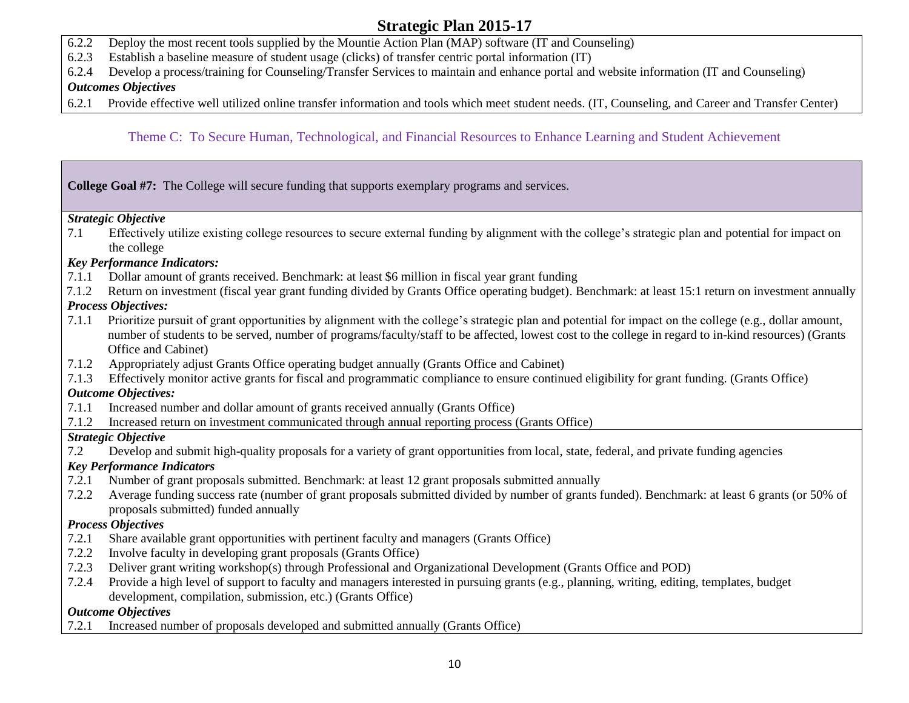6.2.2 Deploy the most recent tools supplied by the Mountie Action Plan (MAP) software (IT and Counseling)
6.2.3 Establish a baseline measure of student usage (clicks) of transfer centric portal information (IT)
6.2.4 Develop a process/training for Counseling/Transfer Services to maintain and enhance portal and website information (IT and Counseling)

***Outcomes Objectives***

6.2.1 Provide effective well utilized online transfer information and tools which meet student needs. (IT, Counseling, and Career and Transfer Center)

## Theme C: To Secure Human, Technological, and Financial Resources to Enhance Learning and Student Achievement

**College Goal #7:** The College will secure funding that supports exemplary programs and services.

***Strategic Objective***

7.1 Effectively utilize existing college resources to secure external funding by alignment with the college's strategic plan and potential for impact on the college

***Key Performance Indicators:***

7.1.1 Dollar amount of grants received. Benchmark: at least $6 million in fiscal year grant funding
7.1.2 Return on investment (fiscal year grant funding divided by Grants Office operating budget). Benchmark: at least 15:1 return on investment annually

***Process Objectives:***

7.1.1 Prioritize pursuit of grant opportunities by alignment with the college's strategic plan and potential for impact on the college (e.g., dollar amount, number of students to be served, number of programs/faculty/staff to be affected, lowest cost to the college in regard to in-kind resources) (Grants Office and Cabinet)
7.1.2 Appropriately adjust Grants Office operating budget annually (Grants Office and Cabinet)
7.1.3 Effectively monitor active grants for fiscal and programmatic compliance to ensure continued eligibility for grant funding. (Grants Office)

***Outcome Objectives:***

7.1.1 Increased number and dollar amount of grants received annually (Grants Office)
7.1.2 Increased return on investment communicated through annual reporting process (Grants Office)

***Strategic Objective***

7.2 Develop and submit high-quality proposals for a variety of grant opportunities from local, state, federal, and private funding agencies

***Key Performance Indicators***

7.2.1 Number of grant proposals submitted. Benchmark: at least 12 grant proposals submitted annually
7.2.2 Average funding success rate (number of grant proposals submitted divided by number of grants funded). Benchmark: at least 6 grants (or 50% of proposals submitted) funded annually

***Process Objectives***

7.2.1 Share available grant opportunities with pertinent faculty and managers (Grants Office)
7.2.2 Involve faculty in developing grant proposals (Grants Office)
7.2.3 Deliver grant writing workshop(s) through Professional and Organizational Development (Grants Office and POD)
7.2.4 Provide a high level of support to faculty and managers interested in pursuing grants (e.g., planning, writing, editing, templates, budget development, compilation, submission, etc.) (Grants Office)

***Outcome Objectives***

7.2.1 Increased number of proposals developed and submitted annually (Grants Office)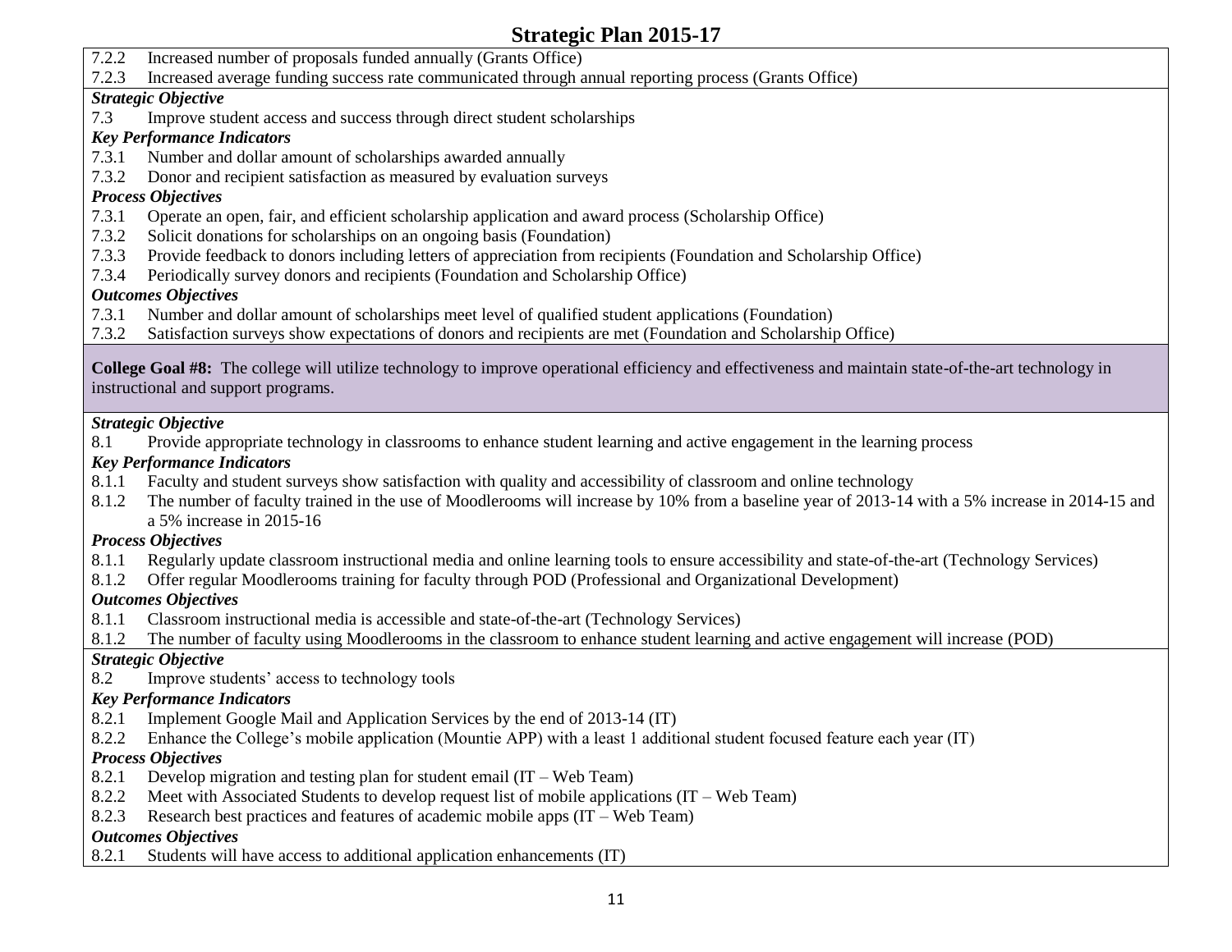7.2.2 Increased number of proposals funded annually (Grants Office)
7.2.3 Increased average funding success rate communicated through annual reporting process (Grants Office)

***Strategic Objective***

7.3 Improve student access and success through direct student scholarships

***Key Performance Indicators***

7.3.1 Number and dollar amount of scholarships awarded annually
7.3.2 Donor and recipient satisfaction as measured by evaluation surveys

***Process Objectives***

7.3.1 Operate an open, fair, and efficient scholarship application and award process (Scholarship Office)
7.3.2 Solicit donations for scholarships on an ongoing basis (Foundation)
7.3.3 Provide feedback to donors including letters of appreciation from recipients (Foundation and Scholarship Office)
7.3.4 Periodically survey donors and recipients (Foundation and Scholarship Office)

***Outcomes Objectives***

7.3.1 Number and dollar amount of scholarships meet level of qualified student applications (Foundation)
7.3.2 Satisfaction surveys show expectations of donors and recipients are met (Foundation and Scholarship Office)

**College Goal #8:** The college will utilize technology to improve operational efficiency and effectiveness and maintain state-of-the-art technology in instructional and support programs.

***Strategic Objective***

8.1 Provide appropriate technology in classrooms to enhance student learning and active engagement in the learning process

***Key Performance Indicators***

8.1.1 Faculty and student surveys show satisfaction with quality and accessibility of classroom and online technology
8.1.2 The number of faculty trained in the use of Moodlerooms will increase by 10% from a baseline year of 2013-14 with a 5% increase in 2014-15 and a 5% increase in 2015-16

***Process Objectives***

8.1.1 Regularly update classroom instructional media and online learning tools to ensure accessibility and state-of-the-art (Technology Services)
8.1.2 Offer regular Moodlerooms training for faculty through POD (Professional and Organizational Development)

***Outcomes Objectives***

8.1.1 Classroom instructional media is accessible and state-of-the-art (Technology Services)
8.1.2 The number of faculty using Moodlerooms in the classroom to enhance student learning and active engagement will increase (POD)

***Strategic Objective***

8.2 Improve students' access to technology tools

***Key Performance Indicators***

8.2.1 Implement Google Mail and Application Services by the end of 2013-14 (IT)
8.2.2 Enhance the College's mobile application (Mountie APP) with a least 1 additional student focused feature each year (IT)

***Process Objectives***

8.2.1 Develop migration and testing plan for student email (IT – Web Team)
8.2.2 Meet with Associated Students to develop request list of mobile applications (IT – Web Team)
8.2.3 Research best practices and features of academic mobile apps (IT – Web Team)

***Outcomes Objectives***

8.2.1 Students will have access to additional application enhancements (IT)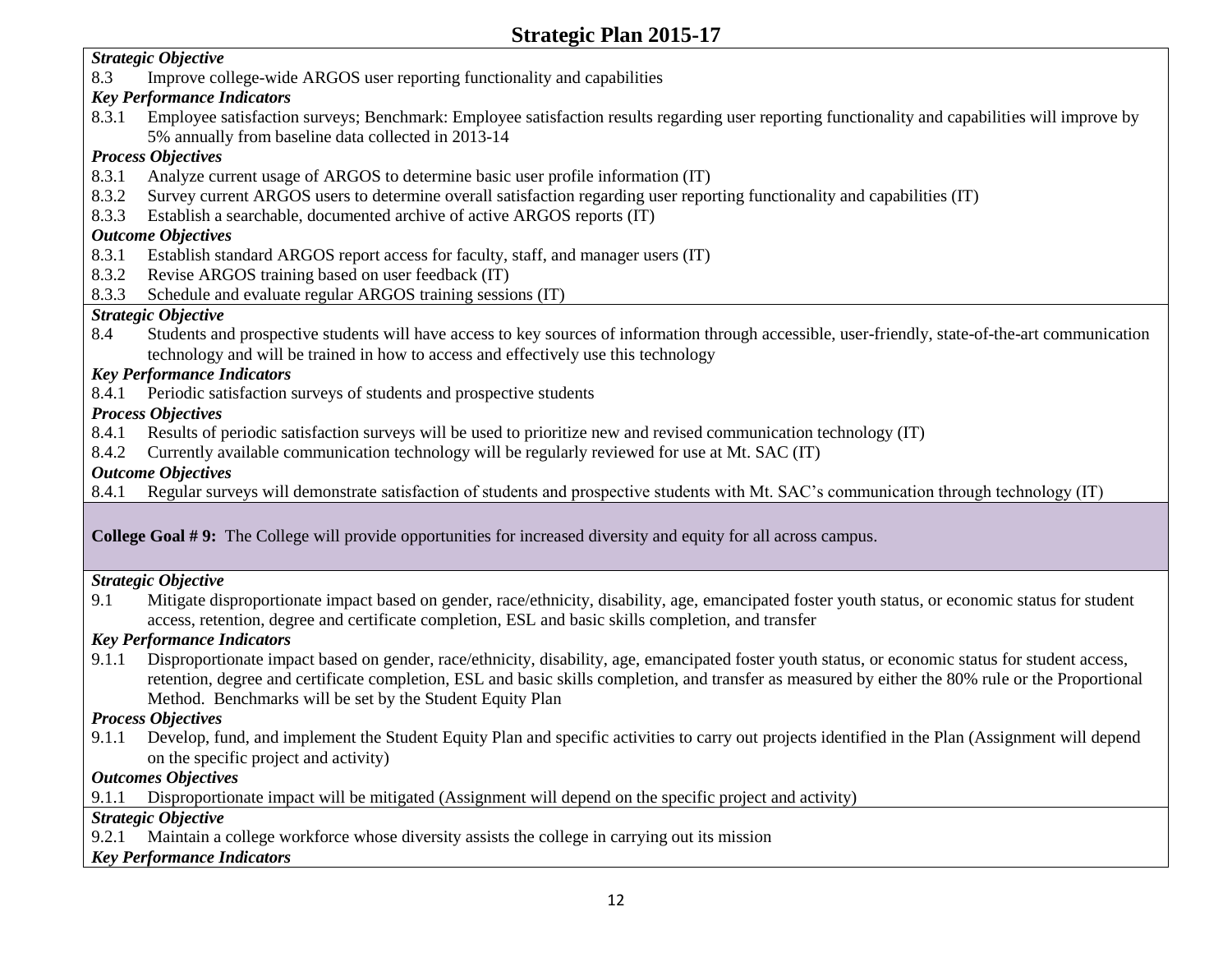***Strategic Objective***

8.3 Improve college-wide ARGOS user reporting functionality and capabilities

***Key Performance Indicators***

8.3.1 Employee satisfaction surveys; Benchmark: Employee satisfaction results regarding user reporting functionality and capabilities will improve by 5% annually from baseline data collected in 2013-14

***Process Objectives***

8.3.1 Analyze current usage of ARGOS to determine basic user profile information (IT)

8.3.2 Survey current ARGOS users to determine overall satisfaction regarding user reporting functionality and capabilities (IT)

8.3.3 Establish a searchable, documented archive of active ARGOS reports (IT)

***Outcome Objectives***

8.3.1 Establish standard ARGOS report access for faculty, staff, and manager users (IT)

8.3.2 Revise ARGOS training based on user feedback (IT)

8.3.3 Schedule and evaluate regular ARGOS training sessions (IT)

***Strategic Objective***

8.4 Students and prospective students will have access to key sources of information through accessible, user-friendly, state-of-the-art communication technology and will be trained in how to access and effectively use this technology

***Key Performance Indicators***

8.4.1 Periodic satisfaction surveys of students and prospective students

***Process Objectives***

8.4.1 Results of periodic satisfaction surveys will be used to prioritize new and revised communication technology (IT)

8.4.2 Currently available communication technology will be regularly reviewed for use at Mt. SAC (IT)

***Outcome Objectives***

8.4.1 Regular surveys will demonstrate satisfaction of students and prospective students with Mt. SAC's communication through technology (IT)

**College Goal # 9:** The College will provide opportunities for increased diversity and equity for all across campus.

***Strategic Objective***

9.1 Mitigate disproportionate impact based on gender, race/ethnicity, disability, age, emancipated foster youth status, or economic status for student access, retention, degree and certificate completion, ESL and basic skills completion, and transfer

***Key Performance Indicators***

9.1.1 Disproportionate impact based on gender, race/ethnicity, disability, age, emancipated foster youth status, or economic status for student access, retention, degree and certificate completion, ESL and basic skills completion, and transfer as measured by either the 80% rule or the Proportional Method. Benchmarks will be set by the Student Equity Plan

***Process Objectives***

9.1.1 Develop, fund, and implement the Student Equity Plan and specific activities to carry out projects identified in the Plan (Assignment will depend on the specific project and activity)

***Outcomes Objectives***

9.1.1 Disproportionate impact will be mitigated (Assignment will depend on the specific project and activity)

***Strategic Objective***

9.2.1 Maintain a college workforce whose diversity assists the college in carrying out its mission

***Key Performance Indicators***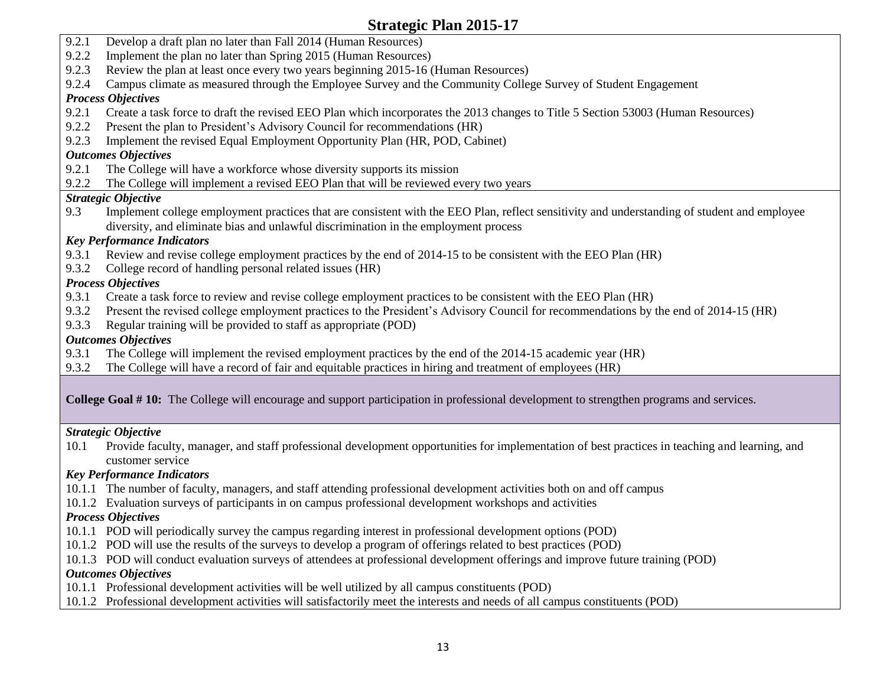9.2.1 Develop a draft plan no later than Fall 2014 (Human Resources)
9.2.2 Implement the plan no later than Spring 2015 (Human Resources)
9.2.3 Review the plan at least once every two years beginning 2015-16 (Human Resources)
9.2.4 Campus climate as measured through the Employee Survey and the Community College Survey of Student Engagement

***Process Objectives***

9.2.1 Create a task force to draft the revised EEO Plan which incorporates the 2013 changes to Title 5 Section 53003 (Human Resources)
9.2.2 Present the plan to President's Advisory Council for recommendations (HR)
9.2.3 Implement the revised Equal Employment Opportunity Plan (HR, POD, Cabinet)

***Outcomes Objectives***

9.2.1 The College will have a workforce whose diversity supports its mission
9.2.2 The College will implement a revised EEO Plan that will be reviewed every two years

***Strategic Objective***

9.3 Implement college employment practices that are consistent with the EEO Plan, reflect sensitivity and understanding of student and employee diversity, and eliminate bias and unlawful discrimination in the employment process

***Key Performance Indicators***

9.3.1 Review and revise college employment practices by the end of 2014-15 to be consistent with the EEO Plan (HR)
9.3.2 College record of handling personal related issues (HR)

***Process Objectives***

9.3.1 Create a task force to review and revise college employment practices to be consistent with the EEO Plan (HR)
9.3.2 Present the revised college employment practices to the President's Advisory Council for recommendations by the end of 2014-15 (HR)
9.3.3 Regular training will be provided to staff as appropriate (POD)

***Outcomes Objectives***

9.3.1 The College will implement the revised employment practices by the end of the 2014-15 academic year (HR)
9.3.2 The College will have a record of fair and equitable practices in hiring and treatment of employees (HR)

**College Goal # 10:** The College will encourage and support participation in professional development to strengthen programs and services.

***Strategic Objective***

10.1 Provide faculty, manager, and staff professional development opportunities for implementation of best practices in teaching and learning, and customer service

***Key Performance Indicators***

10.1.1 The number of faculty, managers, and staff attending professional development activities both on and off campus
10.1.2 Evaluation surveys of participants in on campus professional development workshops and activities

***Process Objectives***

10.1.1 POD will periodically survey the campus regarding interest in professional development options (POD)
10.1.2 POD will use the results of the surveys to develop a program of offerings related to best practices (POD)
10.1.3 POD will conduct evaluation surveys of attendees at professional development offerings and improve future training (POD)

***Outcomes Objectives***

10.1.1 Professional development activities will be well utilized by all campus constituents (POD)
10.1.2 Professional development activities will satisfactorily meet the interests and needs of all campus constituents (POD)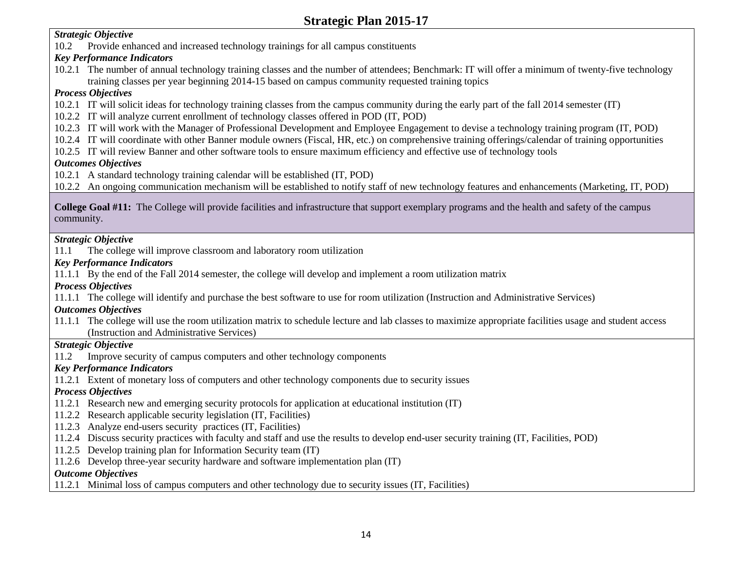***Strategic Objective***

10.2 Provide enhanced and increased technology trainings for all campus constituents

***Key Performance Indicators***

10.2.1 The number of annual technology training classes and the number of attendees; Benchmark: IT will offer a minimum of twenty-five technology training classes per year beginning 2014-15 based on campus community requested training topics

***Process Objectives***

10.2.1 IT will solicit ideas for technology training classes from the campus community during the early part of the fall 2014 semester (IT)
10.2.2 IT will analyze current enrollment of technology classes offered in POD (IT, POD)
10.2.3 IT will work with the Manager of Professional Development and Employee Engagement to devise a technology training program (IT, POD)
10.2.4 IT will coordinate with other Banner module owners (Fiscal, HR, etc.) on comprehensive training offerings/calendar of training opportunities
10.2.5 IT will review Banner and other software tools to ensure maximum efficiency and effective use of technology tools

***Outcomes Objectives***

10.2.1 A standard technology training calendar will be established (IT, POD)
10.2.2 An ongoing communication mechanism will be established to notify staff of new technology features and enhancements (Marketing, IT, POD)

**College Goal #11:** The College will provide facilities and infrastructure that support exemplary programs and the health and safety of the campus community.

***Strategic Objective***

11.1 The college will improve classroom and laboratory room utilization

***Key Performance Indicators***

11.1.1 By the end of the Fall 2014 semester, the college will develop and implement a room utilization matrix

***Process Objectives***

11.1.1 The college will identify and purchase the best software to use for room utilization (Instruction and Administrative Services)

***Outcomes Objectives***

11.1.1 The college will use the room utilization matrix to schedule lecture and lab classes to maximize appropriate facilities usage and student access (Instruction and Administrative Services)

***Strategic Objective***

11.2 Improve security of campus computers and other technology components

***Key Performance Indicators***

11.2.1 Extent of monetary loss of computers and other technology components due to security issues

***Process Objectives***

11.2.1 Research new and emerging security protocols for application at educational institution (IT)
11.2.2 Research applicable security legislation (IT, Facilities)
11.2.3 Analyze end-users security practices (IT, Facilities)
11.2.4 Discuss security practices with faculty and staff and use the results to develop end-user security training (IT, Facilities, POD)
11.2.5 Develop training plan for Information Security team (IT)
11.2.6 Develop three-year security hardware and software implementation plan (IT)

***Outcome Objectives***

11.2.1 Minimal loss of campus computers and other technology due to security issues (IT, Facilities)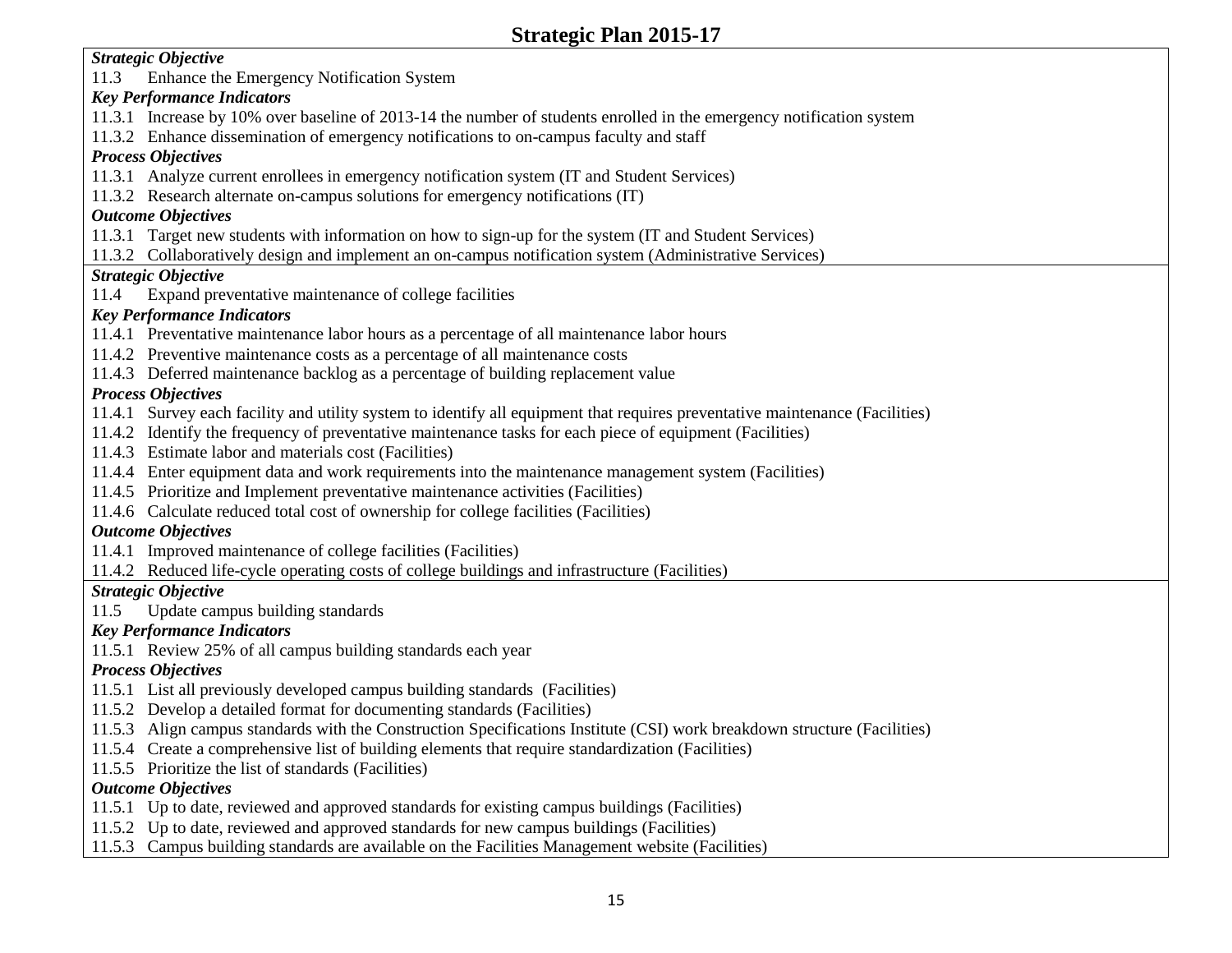## Strategic Plan 2015-17

***Strategic Objective***

11.3 Enhance the Emergency Notification System

***Key Performance Indicators***

11.3.1 Increase by 10% over baseline of 2013-14 the number of students enrolled in the emergency notification system

11.3.2 Enhance dissemination of emergency notifications to on-campus faculty and staff

***Process Objectives***

11.3.1 Analyze current enrollees in emergency notification system (IT and Student Services)

11.3.2 Research alternate on-campus solutions for emergency notifications (IT)

***Outcome Objectives***

11.3.1 Target new students with information on how to sign-up for the system (IT and Student Services)

11.3.2 Collaboratively design and implement an on-campus notification system (Administrative Services)

---

***Strategic Objective***

11.4 Expand preventative maintenance of college facilities

***Key Performance Indicators***

11.4.1 Preventative maintenance labor hours as a percentage of all maintenance labor hours

11.4.2 Preventive maintenance costs as a percentage of all maintenance costs

11.4.3 Deferred maintenance backlog as a percentage of building replacement value

***Process Objectives***

11.4.1 Survey each facility and utility system to identify all equipment that requires preventative maintenance (Facilities)

11.4.2 Identify the frequency of preventative maintenance tasks for each piece of equipment (Facilities)

11.4.3 Estimate labor and materials cost (Facilities)

11.4.4 Enter equipment data and work requirements into the maintenance management system (Facilities)

11.4.5 Prioritize and Implement preventative maintenance activities (Facilities)

11.4.6 Calculate reduced total cost of ownership for college facilities (Facilities)

***Outcome Objectives***

11.4.1 Improved maintenance of college facilities (Facilities)

11.4.2 Reduced life-cycle operating costs of college buildings and infrastructure (Facilities)

---

***Strategic Objective***

11.5 Update campus building standards

***Key Performance Indicators***

11.5.1 Review 25% of all campus building standards each year

***Process Objectives***

11.5.1 List all previously developed campus building standards (Facilities)

11.5.2 Develop a detailed format for documenting standards (Facilities)

11.5.3 Align campus standards with the Construction Specifications Institute (CSI) work breakdown structure (Facilities)

11.5.4 Create a comprehensive list of building elements that require standardization (Facilities)

11.5.5 Prioritize the list of standards (Facilities)

***Outcome Objectives***

11.5.1 Up to date, reviewed and approved standards for existing campus buildings (Facilities)

11.5.2 Up to date, reviewed and approved standards for new campus buildings (Facilities)

11.5.3 Campus building standards are available on the Facilities Management website (Facilities)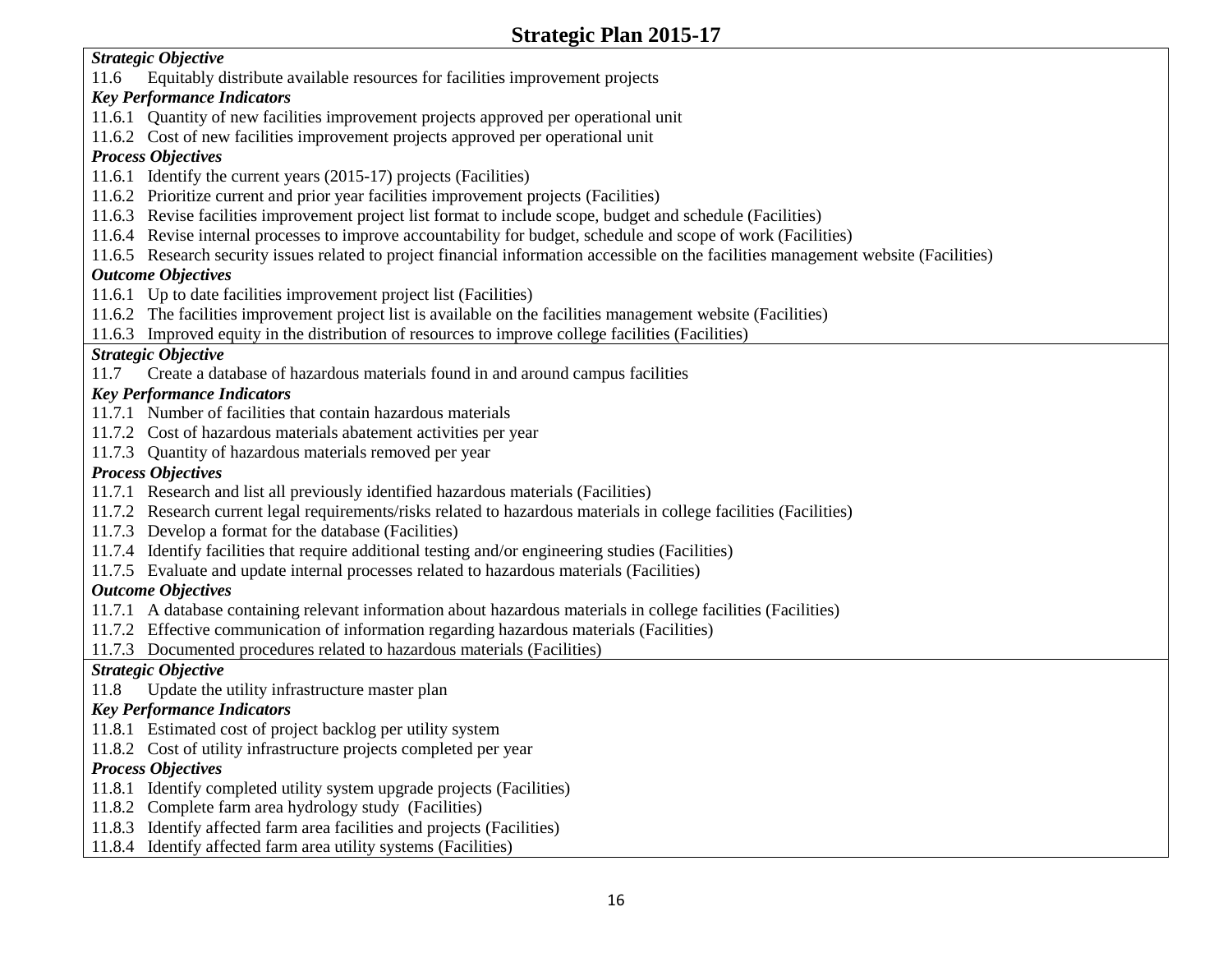# Strategic Plan 2015-17

***Strategic Objective***

11.6 Equitably distribute available resources for facilities improvement projects

***Key Performance Indicators***

11.6.1 Quantity of new facilities improvement projects approved per operational unit
11.6.2 Cost of new facilities improvement projects approved per operational unit

***Process Objectives***

11.6.1 Identify the current years (2015-17) projects (Facilities)
11.6.2 Prioritize current and prior year facilities improvement projects (Facilities)
11.6.3 Revise facilities improvement project list format to include scope, budget and schedule (Facilities)
11.6.4 Revise internal processes to improve accountability for budget, schedule and scope of work (Facilities)
11.6.5 Research security issues related to project financial information accessible on the facilities management website (Facilities)

***Outcome Objectives***

11.6.1 Up to date facilities improvement project list (Facilities)
11.6.2 The facilities improvement project list is available on the facilities management website (Facilities)
11.6.3 Improved equity in the distribution of resources to improve college facilities (Facilities)

***Strategic Objective***

11.7 Create a database of hazardous materials found in and around campus facilities

***Key Performance Indicators***

11.7.1 Number of facilities that contain hazardous materials
11.7.2 Cost of hazardous materials abatement activities per year
11.7.3 Quantity of hazardous materials removed per year

***Process Objectives***

11.7.1 Research and list all previously identified hazardous materials (Facilities)
11.7.2 Research current legal requirements/risks related to hazardous materials in college facilities (Facilities)
11.7.3 Develop a format for the database (Facilities)
11.7.4 Identify facilities that require additional testing and/or engineering studies (Facilities)
11.7.5 Evaluate and update internal processes related to hazardous materials (Facilities)

***Outcome Objectives***

11.7.1 A database containing relevant information about hazardous materials in college facilities (Facilities)
11.7.2 Effective communication of information regarding hazardous materials (Facilities)
11.7.3 Documented procedures related to hazardous materials (Facilities)

***Strategic Objective***

11.8 Update the utility infrastructure master plan

***Key Performance Indicators***

11.8.1 Estimated cost of project backlog per utility system
11.8.2 Cost of utility infrastructure projects completed per year

***Process Objectives***

11.8.1 Identify completed utility system upgrade projects (Facilities)
11.8.2 Complete farm area hydrology study (Facilities)
11.8.3 Identify affected farm area facilities and projects (Facilities)
11.8.4 Identify affected farm area utility systems (Facilities)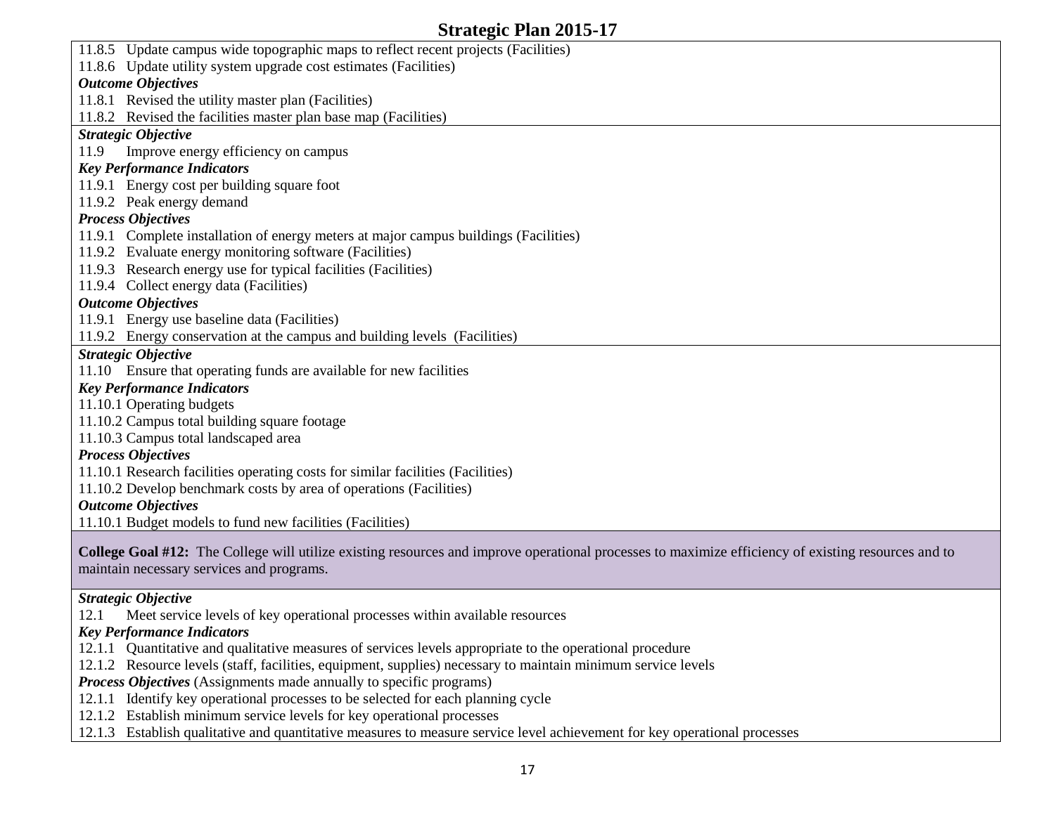11.8.5 Update campus wide topographic maps to reflect recent projects (Facilities)
11.8.6 Update utility system upgrade cost estimates (Facilities)

***Outcome Objectives***

11.8.1 Revised the utility master plan (Facilities)
11.8.2 Revised the facilities master plan base map (Facilities)

***Strategic Objective***

11.9 Improve energy efficiency on campus

***Key Performance Indicators***

11.9.1 Energy cost per building square foot
11.9.2 Peak energy demand

***Process Objectives***

11.9.1 Complete installation of energy meters at major campus buildings (Facilities)
11.9.2 Evaluate energy monitoring software (Facilities)
11.9.3 Research energy use for typical facilities (Facilities)
11.9.4 Collect energy data (Facilities)

***Outcome Objectives***

11.9.1 Energy use baseline data (Facilities)
11.9.2 Energy conservation at the campus and building levels (Facilities)

***Strategic Objective***

11.10 Ensure that operating funds are available for new facilities

***Key Performance Indicators***

11.10.1 Operating budgets
11.10.2 Campus total building square footage
11.10.3 Campus total landscaped area

***Process Objectives***

11.10.1 Research facilities operating costs for similar facilities (Facilities)
11.10.2 Develop benchmark costs by area of operations (Facilities)

***Outcome Objectives***

11.10.1 Budget models to fund new facilities (Facilities)

**College Goal #12:** The College will utilize existing resources and improve operational processes to maximize efficiency of existing resources and to maintain necessary services and programs.

***Strategic Objective***

12.1 Meet service levels of key operational processes within available resources

***Key Performance Indicators***

12.1.1 Quantitative and qualitative measures of services levels appropriate to the operational procedure
12.1.2 Resource levels (staff, facilities, equipment, supplies) necessary to maintain minimum service levels

***Process Objectives*** (Assignments made annually to specific programs)

12.1.1 Identify key operational processes to be selected for each planning cycle
12.1.2 Establish minimum service levels for key operational processes
12.1.3 Establish qualitative and quantitative measures to measure service level achievement for key operational processes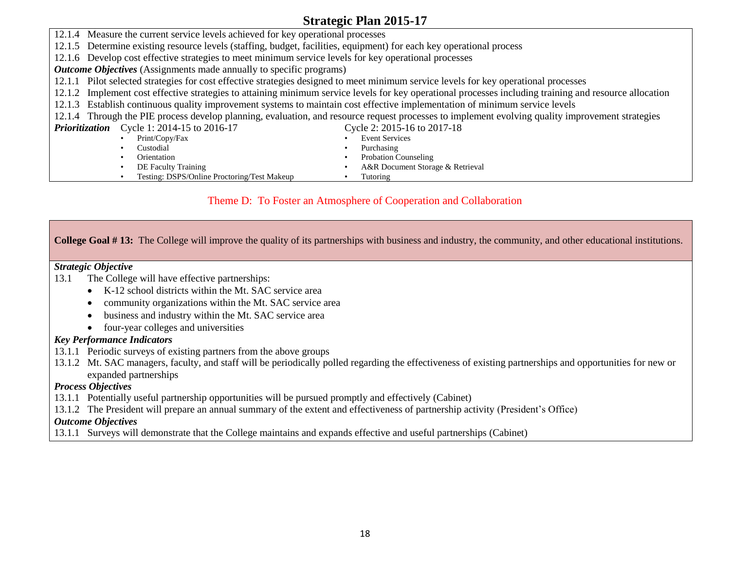12.1.4 Measure the current service levels achieved for key operational processes

12.1.5 Determine existing resource levels (staffing, budget, facilities, equipment) for each key operational process

12.1.6 Develop cost effective strategies to meet minimum service levels for key operational processes

***Outcome Objectives*** (Assignments made annually to specific programs)

12.1.1 Pilot selected strategies for cost effective strategies designed to meet minimum service levels for key operational processes

12.1.2 Implement cost effective strategies to attaining minimum service levels for key operational processes including training and resource allocation

12.1.3 Establish continuous quality improvement systems to maintain cost effective implementation of minimum service levels

12.1.4 Through the PIE process develop planning, evaluation, and resource request processes to implement evolving quality improvement strategies

***Prioritization***

Cycle 1: 2014-15 to 2016-17

- Print/Copy/Fax
- Custodial
- Orientation
- DE Faculty Training
- Testing: DSPS/Online Proctoring/Test Makeup

Cycle 2: 2015-16 to 2017-18

- Event Services
- Purchasing
- Probation Counseling
- A&R Document Storage & Retrieval
- Tutoring

## Theme D: To Foster an Atmosphere of Cooperation and Collaboration

**College Goal # 13:** The College will improve the quality of its partnerships with business and industry, the community, and other educational institutions.

***Strategic Objective***

13.1 The College will have effective partnerships:

- K-12 school districts within the Mt. SAC service area
- community organizations within the Mt. SAC service area
- business and industry within the Mt. SAC service area
- four-year colleges and universities

***Key Performance Indicators***

13.1.1 Periodic surveys of existing partners from the above groups

13.1.2 Mt. SAC managers, faculty, and staff will be periodically polled regarding the effectiveness of existing partnerships and opportunities for new or expanded partnerships

***Process Objectives***

13.1.1 Potentially useful partnership opportunities will be pursued promptly and effectively (Cabinet)

13.1.2 The President will prepare an annual summary of the extent and effectiveness of partnership activity (President's Office)

***Outcome Objectives***

13.1.1 Surveys will demonstrate that the College maintains and expands effective and useful partnerships (Cabinet)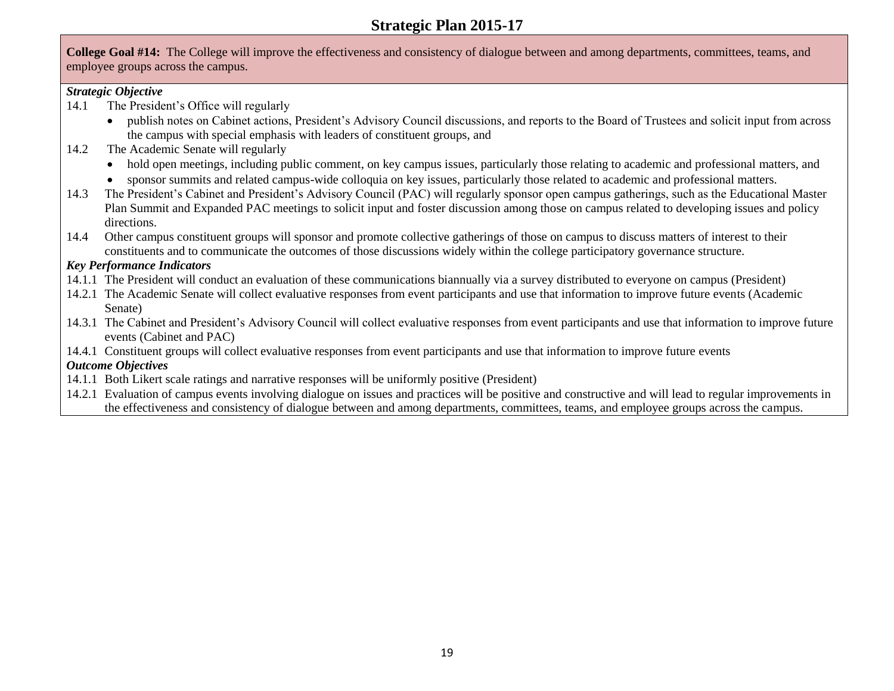# Strategic Plan 2015-17

**College Goal #14:** The College will improve the effectiveness and consistency of dialogue between and among departments, committees, teams, and employee groups across the campus.

***Strategic Objective***

14.1 The President's Office will regularly

- publish notes on Cabinet actions, President's Advisory Council discussions, and reports to the Board of Trustees and solicit input from across the campus with special emphasis with leaders of constituent groups, and

14.2 The Academic Senate will regularly

- hold open meetings, including public comment, on key campus issues, particularly those relating to academic and professional matters, and
- sponsor summits and related campus-wide colloquia on key issues, particularly those related to academic and professional matters.

14.3 The President's Cabinet and President's Advisory Council (PAC) will regularly sponsor open campus gatherings, such as the Educational Master Plan Summit and Expanded PAC meetings to solicit input and foster discussion among those on campus related to developing issues and policy directions.

14.4 Other campus constituent groups will sponsor and promote collective gatherings of those on campus to discuss matters of interest to their constituents and to communicate the outcomes of those discussions widely within the college participatory governance structure.

***Key Performance Indicators***

14.1.1 The President will conduct an evaluation of these communications biannually via a survey distributed to everyone on campus (President)

14.2.1 The Academic Senate will collect evaluative responses from event participants and use that information to improve future events (Academic Senate)

14.3.1 The Cabinet and President's Advisory Council will collect evaluative responses from event participants and use that information to improve future events (Cabinet and PAC)

14.4.1 Constituent groups will collect evaluative responses from event participants and use that information to improve future events

***Outcome Objectives***

14.1.1 Both Likert scale ratings and narrative responses will be uniformly positive (President)

14.2.1 Evaluation of campus events involving dialogue on issues and practices will be positive and constructive and will lead to regular improvements in the effectiveness and consistency of dialogue between and among departments, committees, teams, and employee groups across the campus.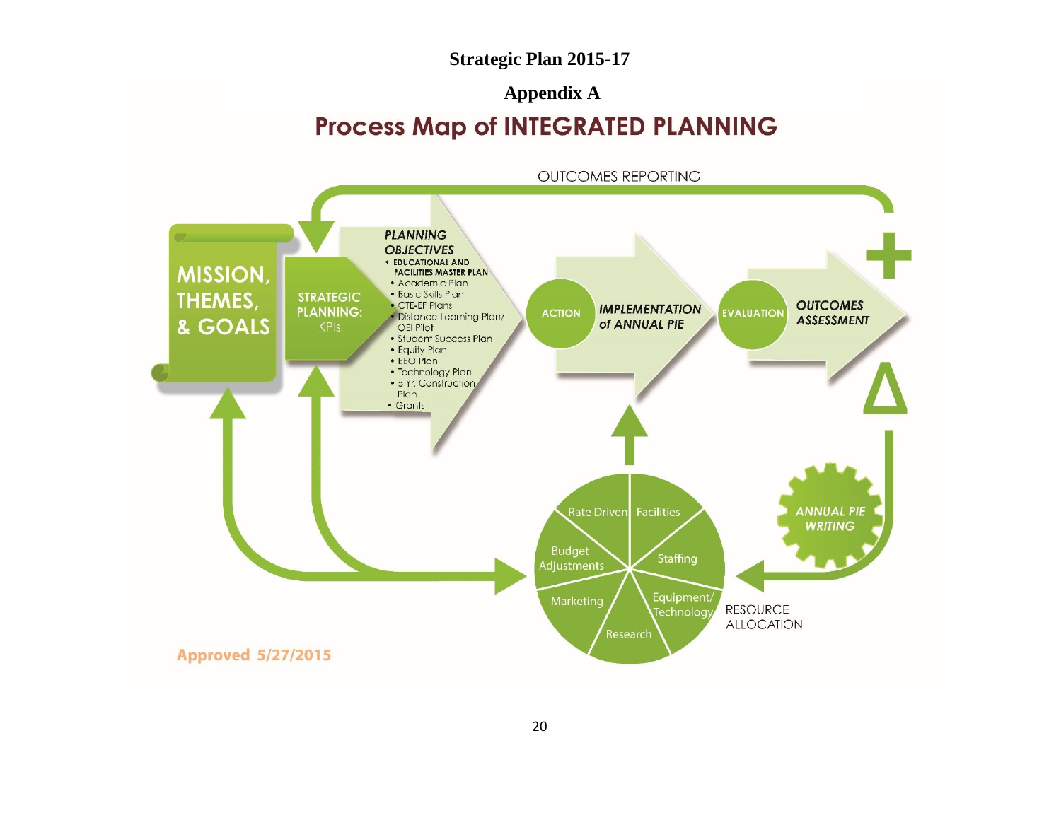**Strategic Plan 2015-17**

**Appendix A**

## Process Map of INTEGRATED PLANNING

OUTCOMES REPORTING

MISSION, THEMES, & GOALS

STRATEGIC PLANNING: KPIs

*PLANNING OBJECTIVES*

- EDUCATIONAL AND FACILITIES MASTER PLAN
- Academic Plan
- Basic Skills Plan
- CTE-EF Plans
- Distance Learning Plan/ OEI Pilot
- Student Success Plan
- Equity Plan
- EEO Plan
- Technology Plan
- 5 Yr. Construction Plan
- Grants

ACTION

*IMPLEMENTATION of ANNUAL PIE*

EVALUATION

*OUTCOMES ASSESSMENT*

+

Δ

*ANNUAL PIE WRITING*

Rate Driven | Facilities | Staffing | Equipment/ Technology | Research | Marketing | Budget Adjustments

RESOURCE ALLOCATION

Approved 5/27/2015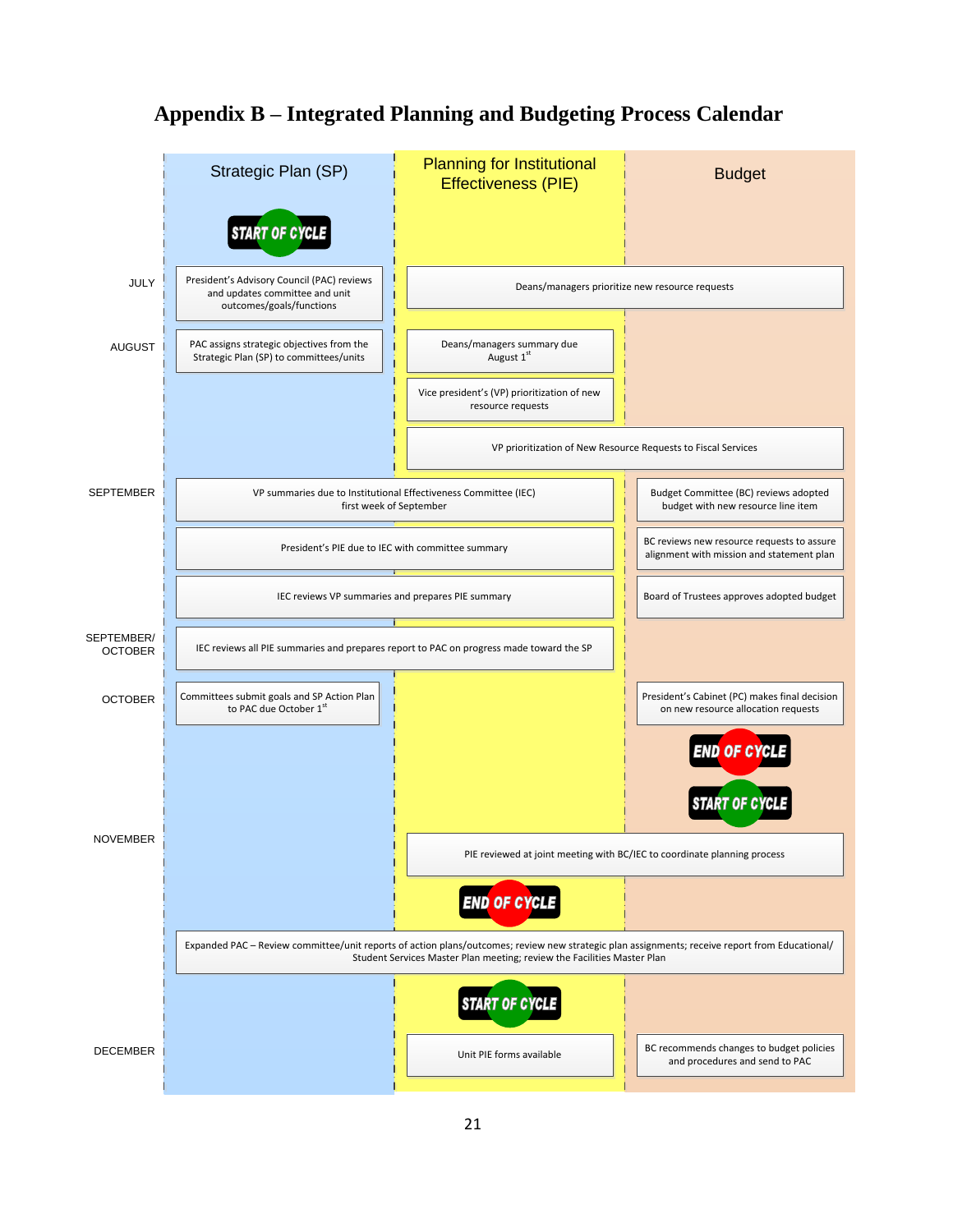# Appendix B – Integrated Planning and Budgeting Process Calendar

| Month | Strategic Plan (SP) | Planning for Institutional Effectiveness (PIE) | Budget |
|---|---|---|---|
| | START OF CYCLE | | |
| JULY | President's Advisory Council (PAC) reviews and updates committee and unit outcomes/goals/functions | Deans/managers prioritize new resource requests | Deans/managers prioritize new resource requests |
| AUGUST | PAC assigns strategic objectives from the Strategic Plan (SP) to committees/units | Deans/managers summary due August 1[st] | |
| | | Vice president's (VP) prioritization of new resource requests | |
| | | VP prioritization of New Resource Requests to Fiscal Services | VP prioritization of New Resource Requests to Fiscal Services |
| SEPTEMBER | VP summaries due to Institutional Effectiveness Committee (IEC) first week of September | VP summaries due to Institutional Effectiveness Committee (IEC) first week of September | Budget Committee (BC) reviews adopted budget with new resource line item |
| | President's PIE due to IEC with committee summary | President's PIE due to IEC with committee summary | BC reviews new resource requests to assure alignment with mission and statement plan |
| | IEC reviews VP summaries and prepares PIE summary | IEC reviews VP summaries and prepares PIE summary | Board of Trustees approves adopted budget |
| SEPTEMBER/ OCTOBER | IEC reviews all PIE summaries and prepares report to PAC on progress made toward the SP | IEC reviews all PIE summaries and prepares report to PAC on progress made toward the SP | |
| OCTOBER | Committees submit goals and SP Action Plan to PAC due October 1[st] | | President's Cabinet (PC) makes final decision on new resource allocation requests |
| | | | END OF CYCLE |
| | | | START OF CYCLE |
| NOVEMBER | | PIE reviewed at joint meeting with BC/IEC to coordinate planning process | PIE reviewed at joint meeting with BC/IEC to coordinate planning process |
| | | END OF CYCLE | |
| | Expanded PAC – Review committee/unit reports of action plans/outcomes; review new strategic plan assignments; receive report from Educational/ Student Services Master Plan meeting; review the Facilities Master Plan | Expanded PAC – Review committee/unit reports of action plans/outcomes; review new strategic plan assignments; receive report from Educational/ Student Services Master Plan meeting; review the Facilities Master Plan | Expanded PAC – Review committee/unit reports of action plans/outcomes; review new strategic plan assignments; receive report from Educational/ Student Services Master Plan meeting; review the Facilities Master Plan |
| | | START OF CYCLE | |
| DECEMBER | | Unit PIE forms available | BC recommends changes to budget policies and procedures and send to PAC |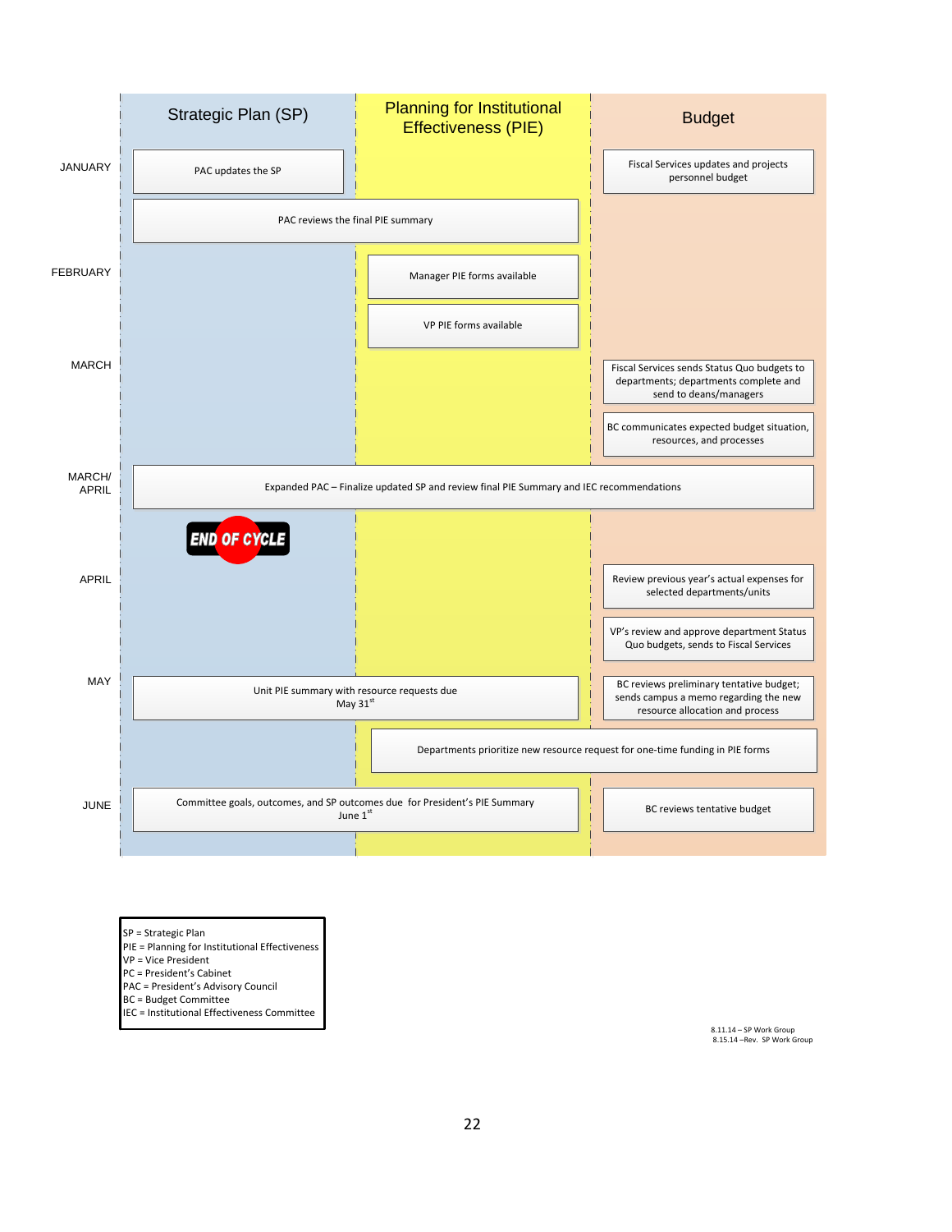| | Strategic Plan (SP) | Planning for Institutional Effectiveness (PIE) | Budget |
|---|---|---|---|
| JANUARY | PAC updates the SP | | Fiscal Services updates and projects personnel budget |
| | PAC reviews the final PIE summary | PAC reviews the final PIE summary | |
| FEBRUARY | | Manager PIE forms available | |
| | | VP PIE forms available | |
| MARCH | | | Fiscal Services sends Status Quo budgets to departments; departments complete and send to deans/managers |
| | | | BC communicates expected budget situation, resources, and processes |
| MARCH/ APRIL | Expanded PAC – Finalize updated SP and review final PIE Summary and IEC recommendations | Expanded PAC – Finalize updated SP and review final PIE Summary and IEC recommendations | Expanded PAC – Finalize updated SP and review final PIE Summary and IEC recommendations |
| | END OF CYCLE | | |
| APRIL | | | Review previous year's actual expenses for selected departments/units |
| | | | VP's review and approve department Status Quo budgets, sends to Fiscal Services |
| MAY | Unit PIE summary with resource requests due May 31st | Unit PIE summary with resource requests due May 31st | BC reviews preliminary tentative budget; sends campus a memo regarding the new resource allocation and process |
| | | Departments prioritize new resource request for one-time funding in PIE forms | Departments prioritize new resource request for one-time funding in PIE forms |
| JUNE | Committee goals, outcomes, and SP outcomes due for President's PIE Summary June 1st | Committee goals, outcomes, and SP outcomes due for President's PIE Summary June 1st | BC reviews tentative budget |

SP = Strategic Plan
PIE = Planning for Institutional Effectiveness
VP = Vice President
PC = President's Cabinet
PAC = President's Advisory Council
BC = Budget Committee
IEC = Institutional Effectiveness Committee

8.11.14 – SP Work Group
8.15.14 –Rev. SP Work Group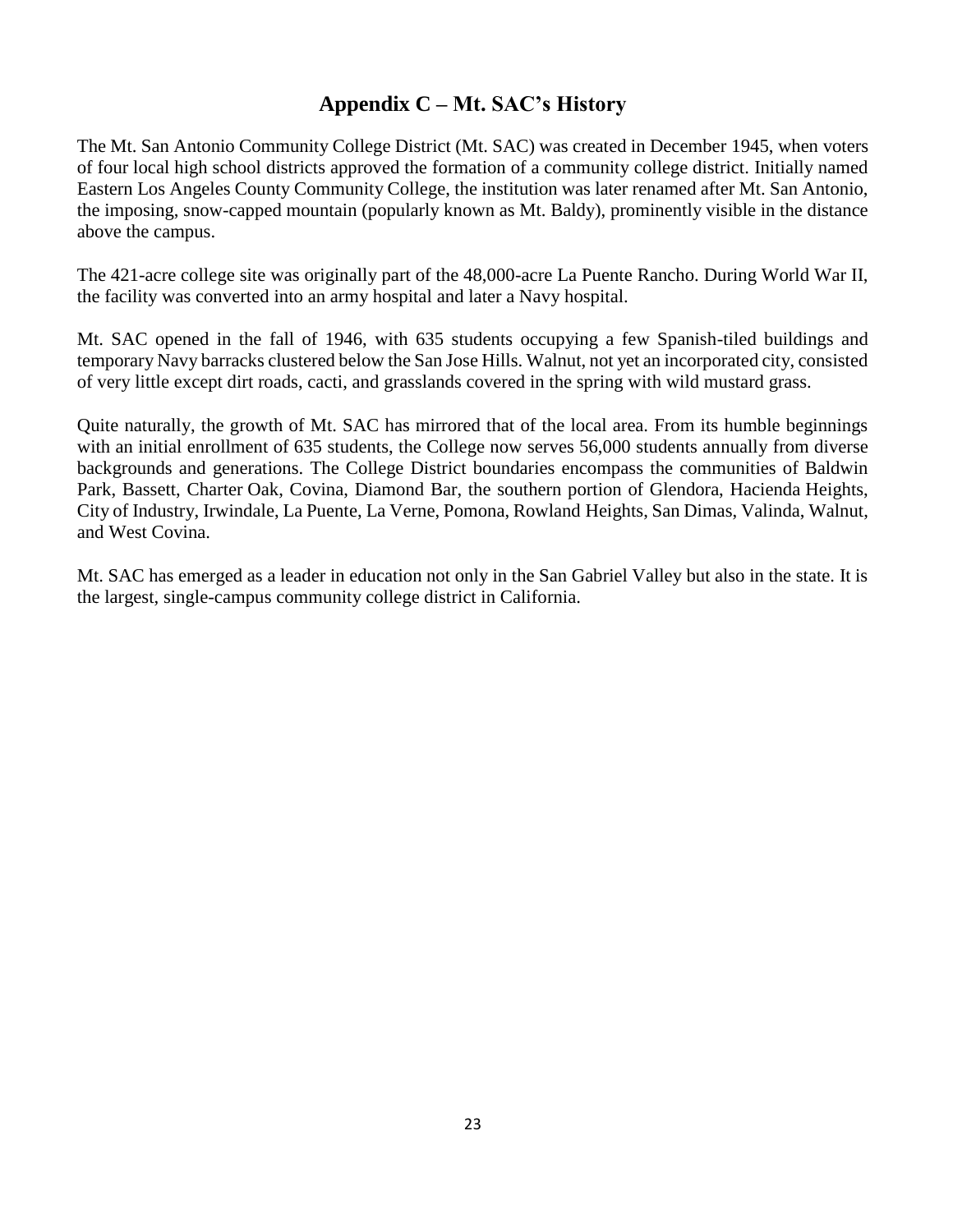## Appendix C – Mt. SAC's History

The Mt. San Antonio Community College District (Mt. SAC) was created in December 1945, when voters of four local high school districts approved the formation of a community college district. Initially named Eastern Los Angeles County Community College, the institution was later renamed after Mt. San Antonio, the imposing, snow-capped mountain (popularly known as Mt. Baldy), prominently visible in the distance above the campus.

The 421-acre college site was originally part of the 48,000-acre La Puente Rancho. During World War II, the facility was converted into an army hospital and later a Navy hospital.

Mt. SAC opened in the fall of 1946, with 635 students occupying a few Spanish-tiled buildings and temporary Navy barracks clustered below the San Jose Hills. Walnut, not yet an incorporated city, consisted of very little except dirt roads, cacti, and grasslands covered in the spring with wild mustard grass.

Quite naturally, the growth of Mt. SAC has mirrored that of the local area. From its humble beginnings with an initial enrollment of 635 students, the College now serves 56,000 students annually from diverse backgrounds and generations. The College District boundaries encompass the communities of Baldwin Park, Bassett, Charter Oak, Covina, Diamond Bar, the southern portion of Glendora, Hacienda Heights, City of Industry, Irwindale, La Puente, La Verne, Pomona, Rowland Heights, San Dimas, Valinda, Walnut, and West Covina.

Mt. SAC has emerged as a leader in education not only in the San Gabriel Valley but also in the state. It is the largest, single-campus community college district in California.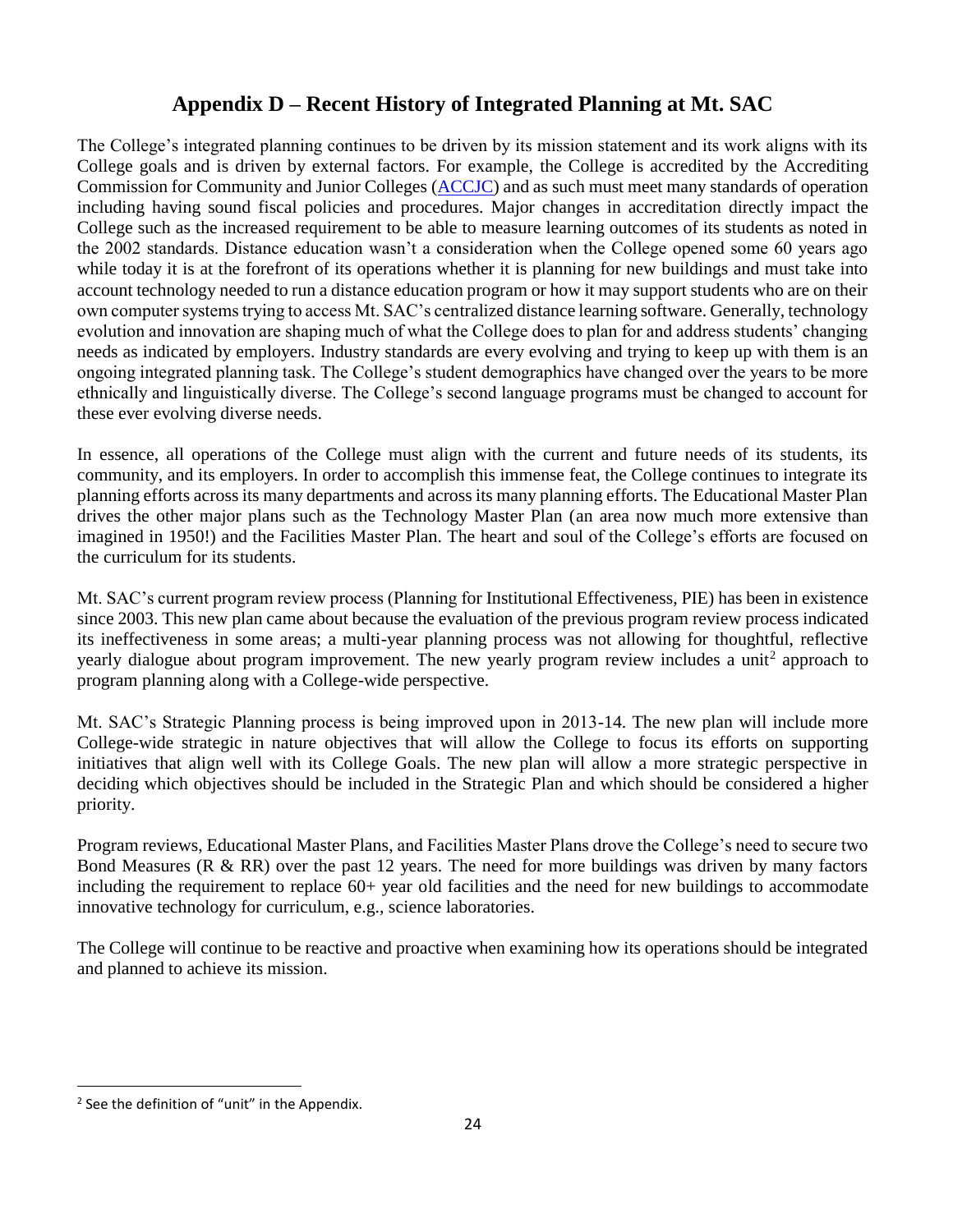## Appendix D – Recent History of Integrated Planning at Mt. SAC

The College's integrated planning continues to be driven by its mission statement and its work aligns with its College goals and is driven by external factors. For example, the College is accredited by the Accrediting Commission for Community and Junior Colleges (ACCJC) and as such must meet many standards of operation including having sound fiscal policies and procedures. Major changes in accreditation directly impact the College such as the increased requirement to be able to measure learning outcomes of its students as noted in the 2002 standards. Distance education wasn't a consideration when the College opened some 60 years ago while today it is at the forefront of its operations whether it is planning for new buildings and must take into account technology needed to run a distance education program or how it may support students who are on their own computer systems trying to access Mt. SAC's centralized distance learning software. Generally, technology evolution and innovation are shaping much of what the College does to plan for and address students' changing needs as indicated by employers. Industry standards are every evolving and trying to keep up with them is an ongoing integrated planning task. The College's student demographics have changed over the years to be more ethnically and linguistically diverse. The College's second language programs must be changed to account for these ever evolving diverse needs.

In essence, all operations of the College must align with the current and future needs of its students, its community, and its employers. In order to accomplish this immense feat, the College continues to integrate its planning efforts across its many departments and across its many planning efforts. The Educational Master Plan drives the other major plans such as the Technology Master Plan (an area now much more extensive than imagined in 1950!) and the Facilities Master Plan. The heart and soul of the College's efforts are focused on the curriculum for its students.

Mt. SAC's current program review process (Planning for Institutional Effectiveness, PIE) has been in existence since 2003. This new plan came about because the evaluation of the previous program review process indicated its ineffectiveness in some areas; a multi-year planning process was not allowing for thoughtful, reflective yearly dialogue about program improvement. The new yearly program review includes a unit[2] approach to program planning along with a College-wide perspective.

Mt. SAC's Strategic Planning process is being improved upon in 2013-14. The new plan will include more College-wide strategic in nature objectives that will allow the College to focus its efforts on supporting initiatives that align well with its College Goals. The new plan will allow a more strategic perspective in deciding which objectives should be included in the Strategic Plan and which should be considered a higher priority.

Program reviews, Educational Master Plans, and Facilities Master Plans drove the College's need to secure two Bond Measures (R & RR) over the past 12 years. The need for more buildings was driven by many factors including the requirement to replace 60+ year old facilities and the need for new buildings to accommodate innovative technology for curriculum, e.g., science laboratories.

The College will continue to be reactive and proactive when examining how its operations should be integrated and planned to achieve its mission.

[2] See the definition of "unit" in the Appendix.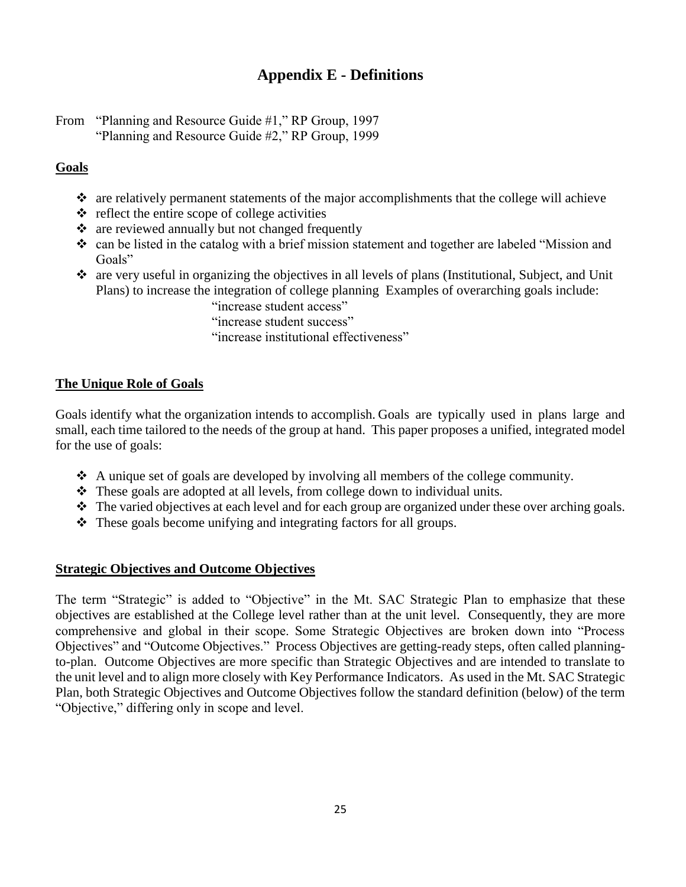# Appendix E - Definitions

From "Planning and Resource Guide #1," RP Group, 1997
"Planning and Resource Guide #2," RP Group, 1999

## Goals

- are relatively permanent statements of the major accomplishments that the college will achieve
- reflect the entire scope of college activities
- are reviewed annually but not changed frequently
- can be listed in the catalog with a brief mission statement and together are labeled "Mission and Goals"
- are very useful in organizing the objectives in all levels of plans (Institutional, Subject, and Unit Plans) to increase the integration of college planning Examples of overarching goals include:
  - "increase student access"
  - "increase student success"
  - "increase institutional effectiveness"

## The Unique Role of Goals

Goals identify what the organization intends to accomplish. Goals are typically used in plans large and small, each time tailored to the needs of the group at hand. This paper proposes a unified, integrated model for the use of goals:

- A unique set of goals are developed by involving all members of the college community.
- These goals are adopted at all levels, from college down to individual units.
- The varied objectives at each level and for each group are organized under these over arching goals.
- These goals become unifying and integrating factors for all groups.

## Strategic Objectives and Outcome Objectives

The term "Strategic" is added to "Objective" in the Mt. SAC Strategic Plan to emphasize that these objectives are established at the College level rather than at the unit level. Consequently, they are more comprehensive and global in their scope. Some Strategic Objectives are broken down into "Process Objectives" and "Outcome Objectives." Process Objectives are getting-ready steps, often called planning-to-plan. Outcome Objectives are more specific than Strategic Objectives and are intended to translate to the unit level and to align more closely with Key Performance Indicators. As used in the Mt. SAC Strategic Plan, both Strategic Objectives and Outcome Objectives follow the standard definition (below) of the term "Objective," differing only in scope and level.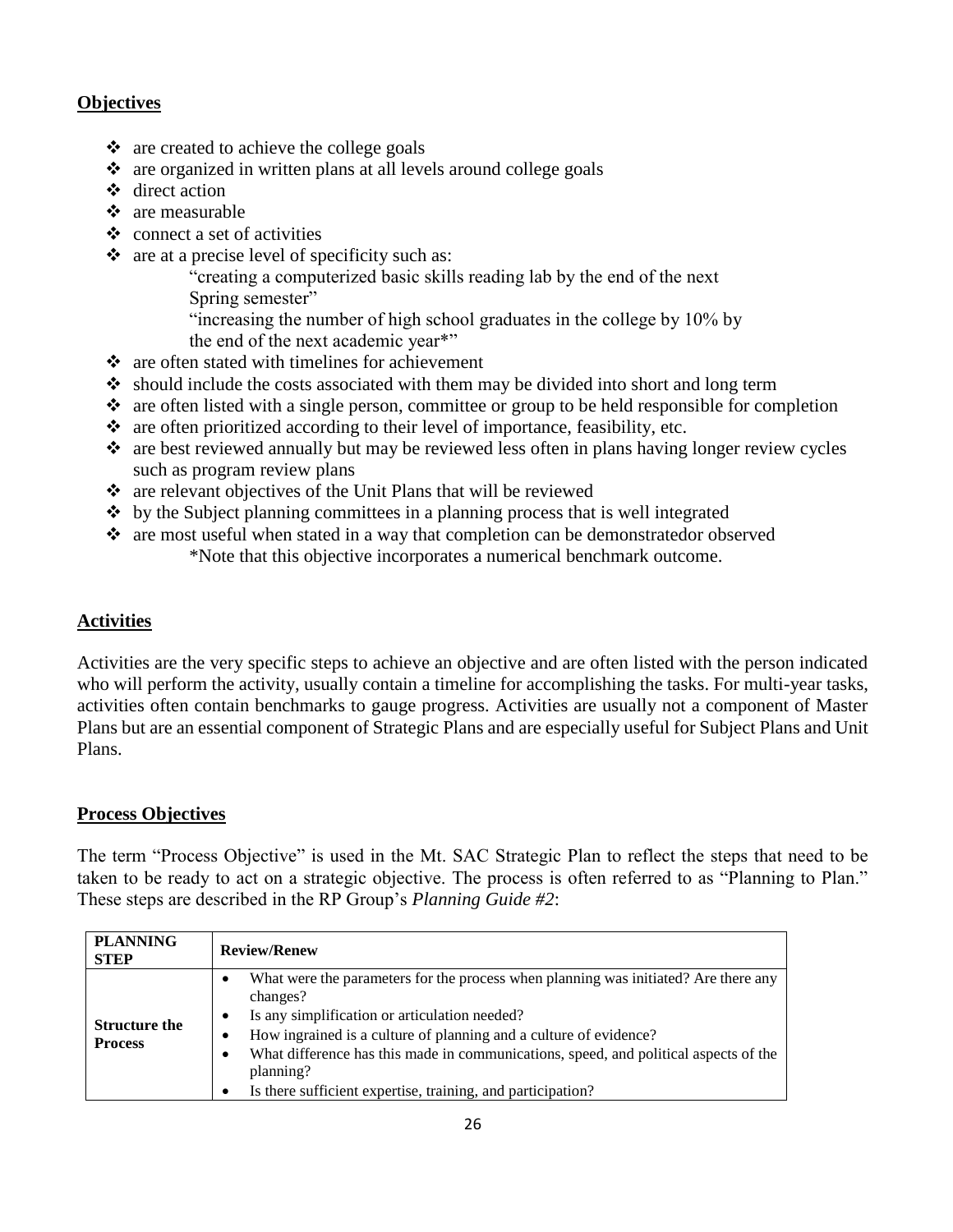## **Objectives**

- ❖ are created to achieve the college goals
- ❖ are organized in written plans at all levels around college goals
- ❖ direct action
- ❖ are measurable
- ❖ connect a set of activities
- ❖ are at a precise level of specificity such as:

  "creating a computerized basic skills reading lab by the end of the next Spring semester"

  "increasing the number of high school graduates in the college by 10% by the end of the next academic year*"
- ❖ are often stated with timelines for achievement
- ❖ should include the costs associated with them may be divided into short and long term
- ❖ are often listed with a single person, committee or group to be held responsible for completion
- ❖ are often prioritized according to their level of importance, feasibility, etc.
- ❖ are best reviewed annually but may be reviewed less often in plans having longer review cycles such as program review plans
- ❖ are relevant objectives of the Unit Plans that will be reviewed
- ❖ by the Subject planning committees in a planning process that is well integrated
- ❖ are most useful when stated in a way that completion can be demonstratedor observed

  *Note that this objective incorporates a numerical benchmark outcome.

## **Activities**

Activities are the very specific steps to achieve an objective and are often listed with the person indicated who will perform the activity, usually contain a timeline for accomplishing the tasks. For multi-year tasks, activities often contain benchmarks to gauge progress. Activities are usually not a component of Master Plans but are an essential component of Strategic Plans and are especially useful for Subject Plans and Unit Plans.

## **Process Objectives**

The term "Process Objective" is used in the Mt. SAC Strategic Plan to reflect the steps that need to be taken to be ready to act on a strategic objective. The process is often referred to as "Planning to Plan." These steps are described in the RP Group's *Planning Guide #2*:

| **PLANNING STEP** | **Review/Renew** |
|---|---|
| **Structure the Process** | • What were the parameters for the process when planning was initiated? Are there any changes?<br>• Is any simplification or articulation needed?<br>• How ingrained is a culture of planning and a culture of evidence?<br>• What difference has this made in communications, speed, and political aspects of the planning?<br>• Is there sufficient expertise, training, and participation? |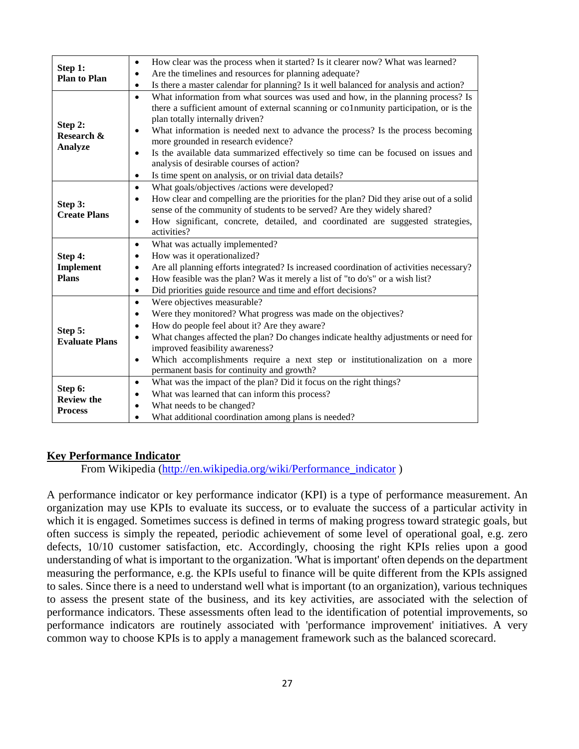| Step | Questions |
|---|---|
| **Step 1: Plan to Plan** | • How clear was the process when it started? Is it clearer now? What was learned?<br>• Are the timelines and resources for planning adequate?<br>• Is there a master calendar for planning? Is it well balanced for analysis and action? |
| **Step 2: Research & Analyze** | • What information from what sources was used and how, in the planning process? Is there a sufficient amount of external scanning or co1nmunity participation, or is the plan totally internally driven?<br>• What information is needed next to advance the process? Is the process becoming more grounded in research evidence?<br>• Is the available data summarized effectively so time can be focused on issues and analysis of desirable courses of action?<br>• Is time spent on analysis, or on trivial data details? |
| **Step 3: Create Plans** | • What goals/objectives /actions were developed?<br>• How clear and compelling are the priorities for the plan? Did they arise out of a solid sense of the community of students to be served? Are they widely shared?<br>• How significant, concrete, detailed, and coordinated are suggested strategies, activities? |
| **Step 4: Implement Plans** | • What was actually implemented?<br>• How was it operationalized?<br>• Are all planning efforts integrated? Is increased coordination of activities necessary?<br>• How feasible was the plan? Was it merely a list of "to do's" or a wish list?<br>• Did priorities guide resource and time and effort decisions? |
| **Step 5: Evaluate Plans** | • Were objectives measurable?<br>• Were they monitored? What progress was made on the objectives?<br>• How do people feel about it? Are they aware?<br>• What changes affected the plan? Do changes indicate healthy adjustments or need for improved feasibility awareness?<br>• Which accomplishments require a next step or institutionalization on a more permanent basis for continuity and growth? |
| **Step 6: Review the Process** | • What was the impact of the plan? Did it focus on the right things?<br>• What was learned that can inform this process?<br>• What needs to be changed?<br>• What additional coordination among plans is needed? |

## Key Performance Indicator

From Wikipedia (http://en.wikipedia.org/wiki/Performance_indicator )

A performance indicator or key performance indicator (KPI) is a type of performance measurement. An organization may use KPIs to evaluate its success, or to evaluate the success of a particular activity in which it is engaged. Sometimes success is defined in terms of making progress toward strategic goals, but often success is simply the repeated, periodic achievement of some level of operational goal, e.g. zero defects, 10/10 customer satisfaction, etc. Accordingly, choosing the right KPIs relies upon a good understanding of what is important to the organization. 'What is important' often depends on the department measuring the performance, e.g. the KPIs useful to finance will be quite different from the KPIs assigned to sales. Since there is a need to understand well what is important (to an organization), various techniques to assess the present state of the business, and its key activities, are associated with the selection of performance indicators. These assessments often lead to the identification of potential improvements, so performance indicators are routinely associated with 'performance improvement' initiatives. A very common way to choose KPIs is to apply a management framework such as the balanced scorecard.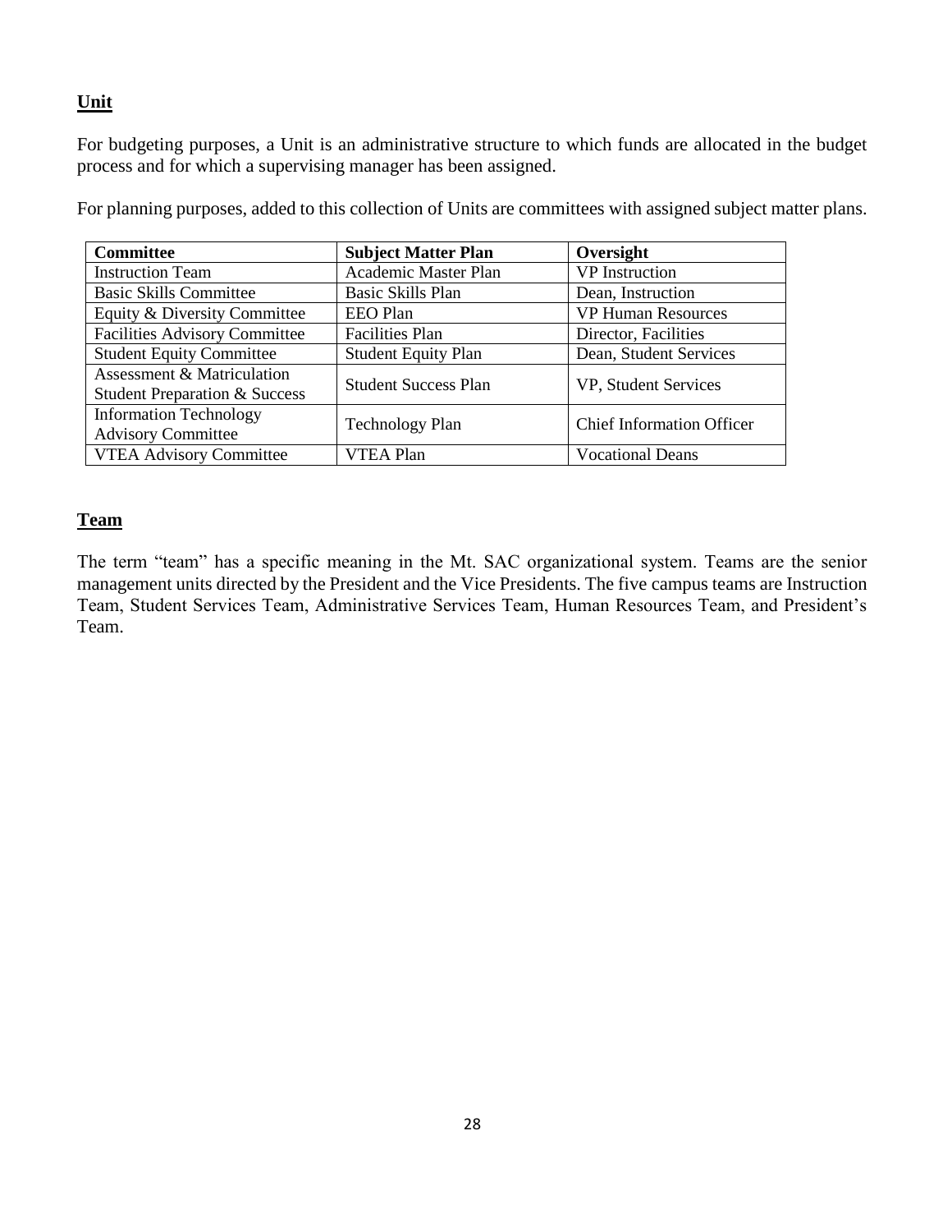## Unit

For budgeting purposes, a Unit is an administrative structure to which funds are allocated in the budget process and for which a supervising manager has been assigned.

For planning purposes, added to this collection of Units are committees with assigned subject matter plans.

| Committee | Subject Matter Plan | Oversight |
|---|---|---|
| Instruction Team | Academic Master Plan | VP Instruction |
| Basic Skills Committee | Basic Skills Plan | Dean, Instruction |
| Equity & Diversity Committee | EEO Plan | VP Human Resources |
| Facilities Advisory Committee | Facilities Plan | Director, Facilities |
| Student Equity Committee | Student Equity Plan | Dean, Student Services |
| Assessment & Matriculation Student Preparation & Success | Student Success Plan | VP, Student Services |
| Information Technology Advisory Committee | Technology Plan | Chief Information Officer |
| VTEA Advisory Committee | VTEA Plan | Vocational Deans |

## Team

The term "team" has a specific meaning in the Mt. SAC organizational system. Teams are the senior management units directed by the President and the Vice Presidents. The five campus teams are Instruction Team, Student Services Team, Administrative Services Team, Human Resources Team, and President's Team.